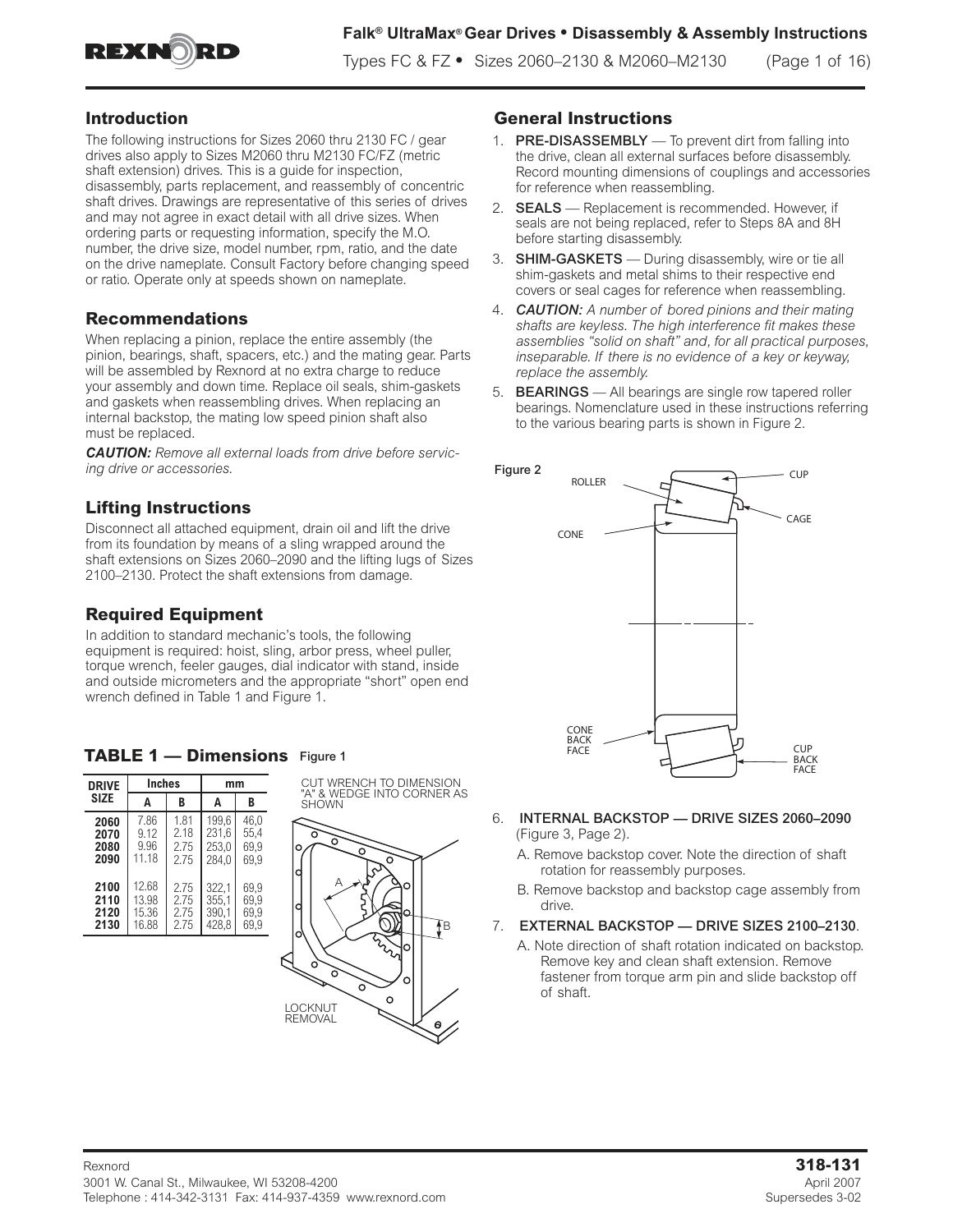# Falk® UltraMax® Gear Drives • Disassembly & Assembly Instructions

Types FC & FZ • Sizes 2060–2130 & M2060–M2130

## Introduction

The following instructions for Sizes 2060 thru 2130 FC / gear drives also apply to Sizes M2060 thru M2130 FC/FZ (metric shaft extension) drives. This is a guide for inspection, disassembly, parts replacement, and reassembly of concentric shaft drives. Drawings are representative of this series of drives and may not agree in exact detail with all drive sizes. When ordering parts or requesting information, specify the M.O. number, the drive size, model number, rpm, ratio, and the date on the drive nameplate. Consult Factory before changing speed or ratio. Operate only at speeds shown on nameplate.

## Recommendations

When replacing a pinion, replace the entire assembly (the pinion, bearings, shaft, spacers, etc.) and the mating gear. Parts will be assembled by Rexnord at no extra charge to reduce your assembly and down time. Replace oil seals, shim-gaskets and gaskets when reassembling drives. When replacing an internal backstop, the mating low speed pinion shaft also must be replaced.

***CAUTION:*** *Remove all external loads from drive before servicing drive or accessories.*

## Lifting Instructions

Disconnect all attached equipment, drain oil and lift the drive from its foundation by means of a sling wrapped around the shaft extensions on Sizes 2060–2090 and the lifting lugs of Sizes 2100–2130. Protect the shaft extensions from damage.

## Required Equipment

In addition to standard mechanic's tools, the following equipment is required: hoist, sling, arbor press, wheel puller, torque wrench, feeler gauges, dial indicator with stand, inside and outside micrometers and the appropriate "short" open end wrench defined in Table 1 and Figure 1.

### TABLE 1 — Dimensions

| DRIVE SIZE | Inches | | mm | |
|---|---|---|---|---|
| | A | B | A | B |
| 2060 | 7.86 | 1.81 | 199,6 | 46,0 |
| 2070 | 9.12 | 2.18 | 231,6 | 55,4 |
| 2080 | 9.96 | 2.75 | 253,0 | 69,9 |
| 2090 | 11.18 | 2.75 | 284,0 | 69,9 |
| 2100 | 12.68 | 2.75 | 322,1 | 69,9 |
| 2110 | 13.98 | 2.75 | 355,1 | 69,9 |
| 2120 | 15.36 | 2.75 | 390,1 | 69,9 |
| 2130 | 16.88 | 2.75 | 428,8 | 69,9 |

Figure 1

CUT WRENCH TO DIMENSION "A" & WEDGE INTO CORNER AS SHOWN

A

B

LOCKNUT REMOVAL

## General Instructions

1. **PRE-DISASSEMBLY** — To prevent dirt from falling into the drive, clean all external surfaces before disassembly. Record mounting dimensions of couplings and accessories for reference when reassembling.
2. **SEALS** — Replacement is recommended. However, if seals are not being replaced, refer to Steps 8A and 8H before starting disassembly.
3. **SHIM-GASKETS** — During disassembly, wire or tie all shim-gaskets and metal shims to their respective end covers or seal cages for reference when reassembling.
4. ***CAUTION:*** *A number of bored pinions and their mating shafts are keyless. The high interference fit makes these assemblies "solid on shaft" and, for all practical purposes, inseparable. If there is no evidence of a key or keyway, replace the assembly.*
5. **BEARINGS** — All bearings are single row tapered roller bearings. Nomenclature used in these instructions referring to the various bearing parts is shown in Figure 2.

Figure 2

ROLLER

CUP

CAGE

CONE

CONE BACK FACE

CUP BACK FACE

6. **INTERNAL BACKSTOP — DRIVE SIZES 2060–2090** (Figure 3, Page 2).
   A. Remove backstop cover. Note the direction of shaft rotation for reassembly purposes.
   B. Remove backstop and backstop cage assembly from drive.
7. **EXTERNAL BACKSTOP — DRIVE SIZES 2100–2130**.
   A. Note direction of shaft rotation indicated on backstop. Remove key and clean shaft extension. Remove fastener from torque arm pin and slide backstop off of shaft.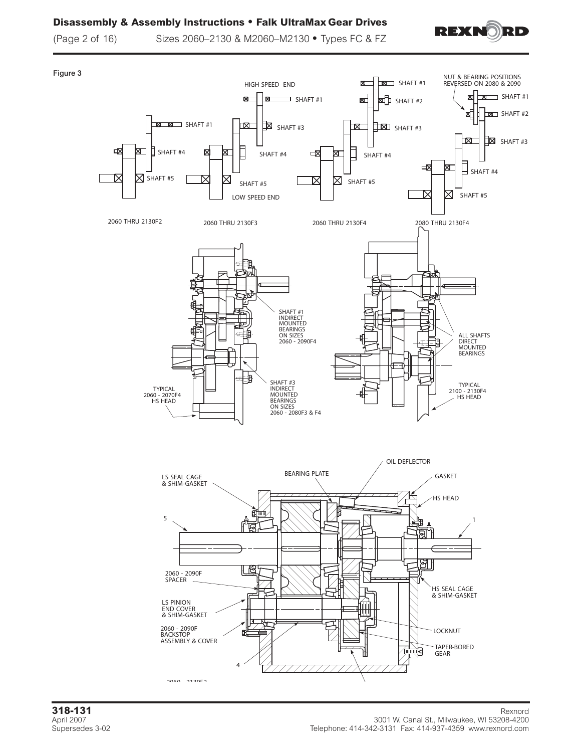Figure 3

HIGH SPEED END

SHAFT #1

SHAFT #2

SHAFT #3

SHAFT #4

SHAFT #5

LOW SPEED END

NUT & BEARING POSITIONS REVERSED ON 2080 & 2090

2060 THRU 2130F2

2060 THRU 2130F3

2060 THRU 2130F4

2080 THRU 2130F4

SHAFT #1 INDIRECT MOUNTED BEARINGS ON SIZES 2060 - 2090F4

SHAFT #3 INDIRECT MOUNTED BEARINGS ON SIZES 2060 - 2080F3 & F4

TYPICAL 2060 - 2070F4 HS HEAD

ALL SHAFTS DIRECT MOUNTED BEARINGS

TYPICAL 2100 - 2130F4 HS HEAD

OIL DEFLECTOR

BEARING PLATE

GASKET

LS SEAL CAGE & SHIM-GASKET

HS HEAD

5

1

2060 - 2090F SPACER

HS SEAL CAGE & SHIM-GASKET

LS PINION END COVER & SHIM-GASKET

2060 - 2090F BACKSTOP ASSEMBLY & COVER

LOCKNUT

TAPER-BORED GEAR

4

2060 - 2130F2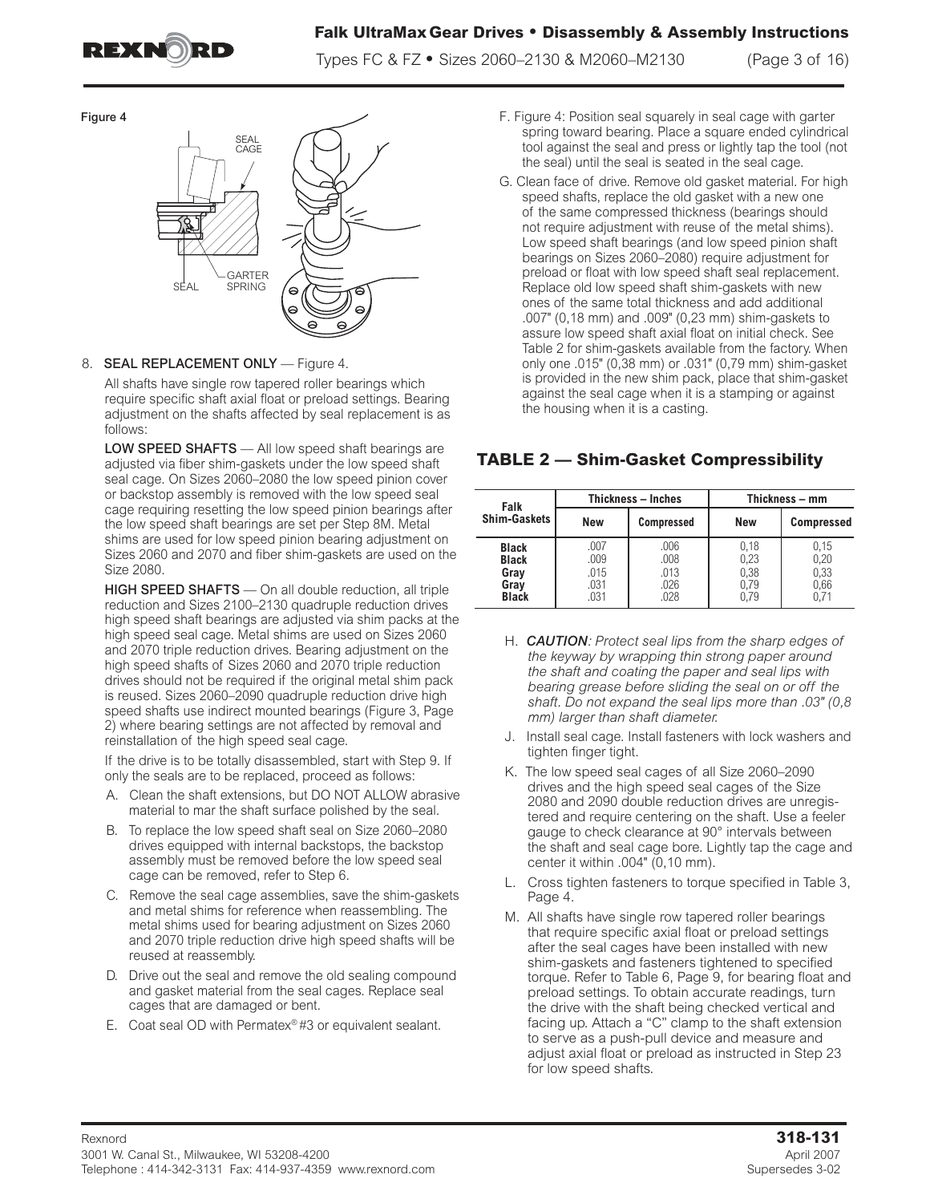Figure 4

SEAL CAGE

SEAL

GARTER SPRING

8. **SEAL REPLACEMENT ONLY** — Figure 4.

All shafts have single row tapered roller bearings which require specific shaft axial float or preload settings. Bearing adjustment on the shafts affected by seal replacement is as follows:

**LOW SPEED SHAFTS** — All low speed shaft bearings are adjusted via fiber shim-gaskets under the low speed shaft seal cage. On Sizes 2060–2080 the low speed pinion cover or backstop assembly is removed with the low speed seal cage requiring resetting the low speed pinion bearings after the low speed shaft bearings are set per Step 8M. Metal shims are used for low speed pinion bearing adjustment on Sizes 2060 and 2070 and fiber shim-gaskets are used on the Size 2080.

**HIGH SPEED SHAFTS** — On all double reduction, all triple reduction and Sizes 2100–2130 quadruple reduction drives high speed shaft bearings are adjusted via shim packs at the high speed seal cage. Metal shims are used on Sizes 2060 and 2070 triple reduction drives. Bearing adjustment on the high speed shafts of Sizes 2060 and 2070 triple reduction drives should not be required if the original metal shim pack is reused. Sizes 2060–2090 quadruple reduction drive high speed shafts use indirect mounted bearings (Figure 3, Page 2) where bearing settings are not affected by removal and reinstallation of the high speed seal cage.

If the drive is to be totally disassembled, start with Step 9. If only the seals are to be replaced, proceed as follows:

A. Clean the shaft extensions, but DO NOT ALLOW abrasive material to mar the shaft surface polished by the seal.

B. To replace the low speed shaft seal on Size 2060–2080 drives equipped with internal backstops, the backstop assembly must be removed before the low speed seal cage can be removed, refer to Step 6.

C. Remove the seal cage assemblies, save the shim-gaskets and metal shims for reference when reassembling. The metal shims used for bearing adjustment on Sizes 2060 and 2070 triple reduction drive high speed shafts will be reused at reassembly.

D. Drive out the seal and remove the old sealing compound and gasket material from the seal cages. Replace seal cages that are damaged or bent.

E. Coat seal OD with Permatex® #3 or equivalent sealant.

F. Figure 4: Position seal squarely in seal cage with garter spring toward bearing. Place a square ended cylindrical tool against the seal and press or lightly tap the tool (not the seal) until the seal is seated in the seal cage.

G. Clean face of drive. Remove old gasket material. For high speed shafts, replace the old gasket with a new one of the same compressed thickness (bearings should not require adjustment with reuse of the metal shims). Low speed shaft bearings (and low speed pinion shaft bearings on Sizes 2060–2080) require adjustment for preload or float with low speed shaft seal replacement. Replace old low speed shaft shim-gaskets with new ones of the same total thickness and add additional .007" (0,18 mm) and .009" (0,23 mm) shim-gaskets to assure low speed shaft axial float on initial check. See Table 2 for shim-gaskets available from the factory. When only one .015" (0,38 mm) or .031" (0,79 mm) shim-gasket is provided in the new shim pack, place that shim-gasket against the seal cage when it is a stamping or against the housing when it is a casting.

## TABLE 2 — Shim-Gasket Compressibility

| Falk Shim-Gaskets | Thickness – Inches | | Thickness – mm | |
|---|---|---|---|---|
| | New | Compressed | New | Compressed |
| Black | .007 | .006 | 0,18 | 0,15 |
| Black | .009 | .008 | 0,23 | 0,20 |
| Gray | .015 | .013 | 0,38 | 0,33 |
| Gray | .031 | .026 | 0,79 | 0,66 |
| Black | .031 | .028 | 0,79 | 0,71 |

H. ***CAUTION****: Protect seal lips from the sharp edges of the keyway by wrapping thin strong paper around the shaft and coating the paper and seal lips with bearing grease before sliding the seal on or off the shaft. Do not expand the seal lips more than .03" (0,8 mm) larger than shaft diameter.*

J. Install seal cage. Install fasteners with lock washers and tighten finger tight.

K. The low speed seal cages of all Size 2060–2090 drives and the high speed seal cages of the Size 2080 and 2090 double reduction drives are unregistered and require centering on the shaft. Use a feeler gauge to check clearance at 90° intervals between the shaft and seal cage bore. Lightly tap the cage and center it within .004" (0,10 mm).

L. Cross tighten fasteners to torque specified in Table 3, Page 4.

M. All shafts have single row tapered roller bearings that require specific axial float or preload settings after the seal cages have been installed with new shim-gaskets and fasteners tightened to specified torque. Refer to Table 6, Page 9, for bearing float and preload settings. To obtain accurate readings, turn the drive with the shaft being checked vertical and facing up. Attach a "C" clamp to the shaft extension to serve as a push-pull device and measure and adjust axial float or preload as instructed in Step 23 for low speed shafts.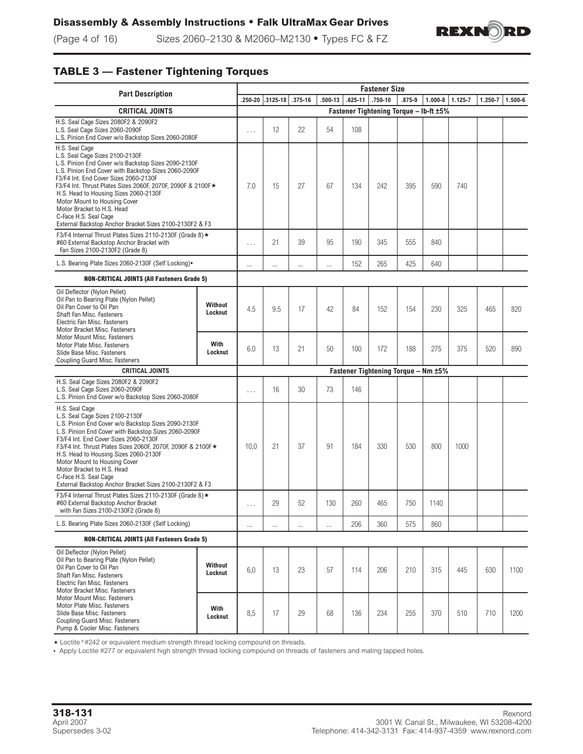## TABLE 3 — Fastener Tightening Torques

| Part Description | | Fastener Size | | | | | | | | | | |
|---|---|---|---|---|---|---|---|---|---|---|---|---|
| | | .250-20 | .3125-18 | .375-16 | .500-13 | .625-11 | .750-10 | .875-9 | 1.000-8 | 1.125-7 | 1.250-7 | 1.500-6 |
| **CRITICAL JOINTS** | | **Fastener Tightening Torque – lb-ft ±5%** | | | | | | | | | | |
| H.S. Seal Cage Sizes 2080F2 & 2090F2<br>L.S. Seal Cage Sizes 2060-2090F<br>L.S. Pinion End Cover w/o Backstop Sizes 2060-2080F | | ... | 12 | 22 | 54 | 108 | | | | | | |
| H.S. Seal Cage<br>L.S. Seal Cage Sizes 2100-2130F<br>L.S. Pinion End Cover w/o Backstop Sizes 2090-2130F<br>L.S. Pinion End Cover with Backstop Sizes 2060-2090F<br>F3/F4 Int. End Cover Sizes 2060-2130F<br>F3/F4 Int. Thrust Plates Sizes 2060F, 2070F, 2090F & 2100F ★<br>H.S. Head to Housing Sizes 2060-2130F<br>Motor Mount to Housing Cover<br>Motor Bracket to H.S. Head<br>C-Face H.S. Seal Cage<br>External Backstop Anchor Bracket Sizes 2100-2130F2 & F3 | | 7.0 | 15 | 27 | 67 | 134 | 242 | 395 | 590 | 740 | | |
| F3/F4 Internal Thrust Plates Sizes 2110-2130F (Grade 8) ★<br>#60 External Backstop Anchor Bracket with Fan Sizes 2100-2130F2 (Grade 8) | | ... | 21 | 39 | 95 | 190 | 345 | 555 | 840 | | | |
| L.S. Bearing Plate Sizes 2060-2130F (Self Locking)• | | ... | ... | ... | ... | 152 | 265 | 425 | 640 | | | |
| **NON-CRITICAL JOINTS (All Fasteners Grade 5)** | | | | | | | | | | | | |
| Oil Deflector (Nylon Pellet)<br>Oil Pan to Bearing Plate (Nylon Pellet)<br>Oil Pan Cover to Oil Pan<br>Shaft Fan Misc. Fasteners<br>Electric Fan Misc. Fasteners<br>Motor Bracket Misc. Fasteners<br>Motor Mount Misc. Fasteners<br>Motor Plate Misc. Fasteners<br>Slide Base Misc. Fasteners<br>Coupling Guard Misc. Fasteners | Without Locknut | 4.5 | 9.5 | 17 | 42 | 84 | 152 | 154 | 230 | 325 | 465 | 820 |
| | With Locknut | 6.0 | 13 | 21 | 50 | 100 | 172 | 188 | 275 | 375 | 520 | 890 |
| **CRITICAL JOINTS** | | **Fastener Tightening Torque – Nm ±5%** | | | | | | | | | | |
| H.S. Seal Cage Sizes 2080F2 & 2090F2<br>L.S. Seal Cage Sizes 2060-2090F<br>L.S. Pinion End Cover w/o Backstop Sizes 2060-2080F | | ... | 16 | 30 | 73 | 146 | | | | | | |
| H.S. Seal Cage<br>L.S. Seal Cage Sizes 2100-2130F<br>L.S. Pinion End Cover w/o Backstop Sizes 2090-2130F<br>L.S. Pinion End Cover with Backstop Sizes 2060-2090F<br>F3/F4 Int. End Cover Sizes 2060-2130F<br>F3/F4 Int. Thrust Plates Sizes 2060F, 2070F, 2090F & 2100F ★<br>H.S. Head to Housing Sizes 2060-2130F<br>Motor Mount to Housing Cover<br>Motor Bracket to H.S. Head<br>C-Face H.S. Seal Cage<br>External Backstop Anchor Bracket Sizes 2100-2130F2 & F3 | | 10,0 | 21 | 37 | 91 | 184 | 330 | 530 | 800 | 1000 | | |
| F3/F4 Internal Thrust Plates Sizes 2110-2130F (Grade 8) ★<br>#60 External Backstop Anchor Bracket with Fan Sizes 2100-2130F2 (Grade 8) | | ... | 29 | 52 | 130 | 260 | 465 | 750 | 1140 | | | |
| L.S. Bearing Plate Sizes 2060-2130F (Self Locking) | | ... | ... | ... | ... | 206 | 360 | 575 | 860 | | | |
| **NON-CRITICAL JOINTS (All Fasteners Grade 5)** | | | | | | | | | | | | |
| Oil Deflector (Nylon Pellet)<br>Oil Pan to Bearing Plate (Nylon Pellet)<br>Oil Pan Cover to Oil Pan<br>Shaft Fan Misc. Fasteners<br>Electric Fan Misc. Fasteners<br>Motor Bracket Misc. Fasteners<br>Motor Mount Misc. Fasteners<br>Motor Plate Misc. Fasteners<br>Slide Base Misc. Fasteners<br>Coupling Guard Misc. Fasteners<br>Pump & Cooler Misc. Fasteners | Without Locknut | 6,0 | 13 | 23 | 57 | 114 | 206 | 210 | 315 | 445 | 630 | 1100 |
| | With Locknut | 8,5 | 17 | 29 | 68 | 136 | 234 | 255 | 370 | 510 | 710 | 1200 |

★ Loctite® #242 or equivalent medium strength thread locking compound on threads.

• Apply Loctite #277 or equivalent high strength thread locking compound on threads of fasteners and mating tapped holes.

**318-131**
April 2007
Supersedes 3-02

Rexnord
3001 W. Canal St., Milwaukee, WI 53208-4200
Telephone: 414-342-3131 Fax: 414-937-4359 www.rexnord.com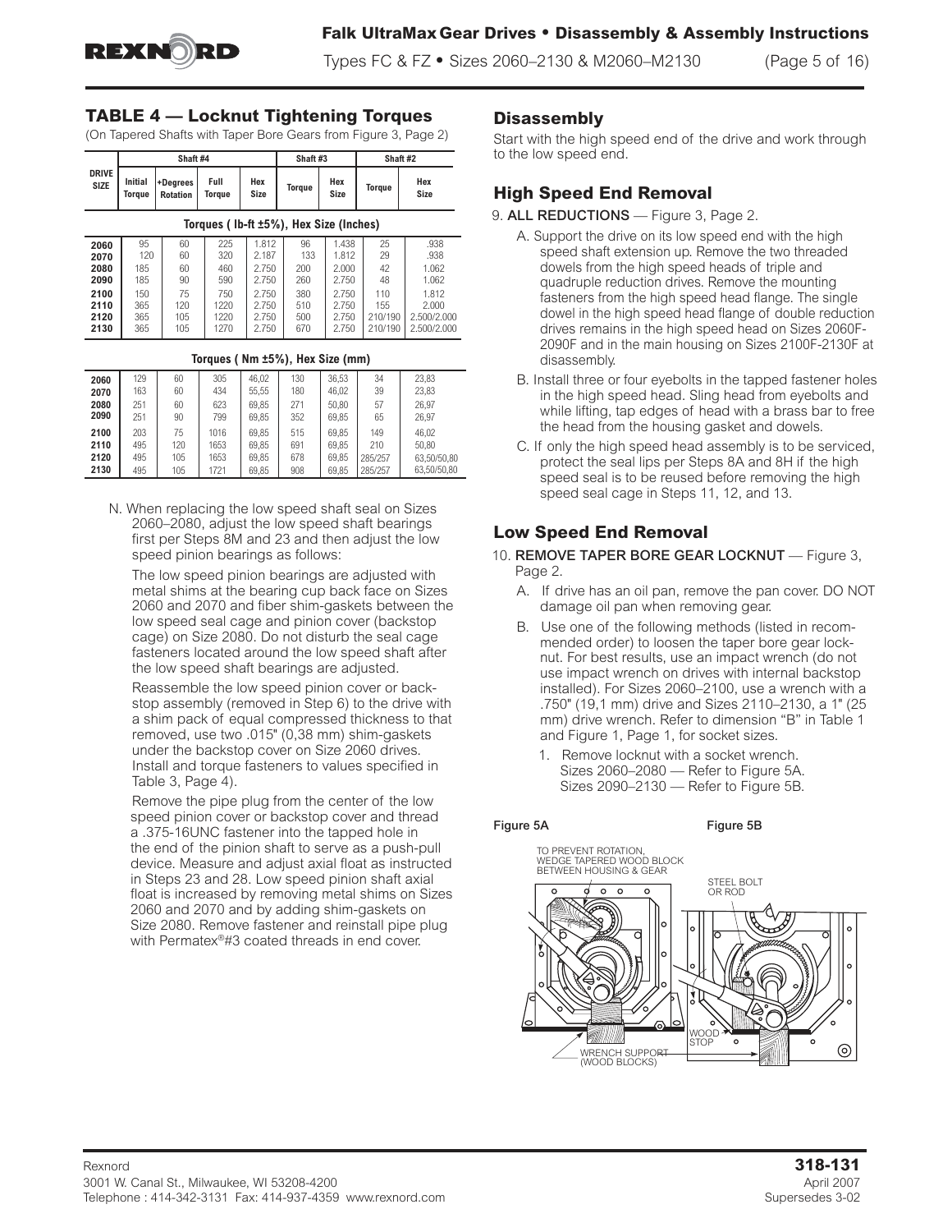## TABLE 4 — Locknut Tightening Torques

(On Tapered Shafts with Taper Bore Gears from Figure 3, Page 2)

| DRIVE SIZE | Shaft #4 | | | | Shaft #3 | | Shaft #2 | |
|---|---|---|---|---|---|---|---|---|
| | Initial Torque | +Degrees Rotation | Full Torque | Hex Size | Torque | Hex Size | Torque | Hex Size |
| **Torques ( lb-ft ±5%), Hex Size (Inches)** | | | | | | | | |
| 2060 | 95 | 60 | 225 | 1.812 | 96 | 1.438 | 25 | .938 |
| 2070 | 120 | 60 | 320 | 2.187 | 133 | 1.812 | 29 | .938 |
| 2080 | 185 | 60 | 460 | 2.750 | 200 | 2.000 | 42 | 1.062 |
| 2090 | 185 | 90 | 590 | 2.750 | 260 | 2.750 | 48 | 1.062 |
| 2100 | 150 | 75 | 750 | 2.750 | 380 | 2.750 | 110 | 1.812 |
| 2110 | 365 | 120 | 1220 | 2.750 | 510 | 2.750 | 155 | 2.000 |
| 2120 | 365 | 105 | 1220 | 2.750 | 500 | 2.750 | 210/190 | 2.500/2.000 |
| 2130 | 365 | 105 | 1270 | 2.750 | 670 | 2.750 | 210/190 | 2.500/2.000 |
| **Torques ( Nm ±5%), Hex Size (mm)** | | | | | | | | |
| 2060 | 129 | 60 | 305 | 46,02 | 130 | 36,53 | 34 | 23,83 |
| 2070 | 163 | 60 | 434 | 55,55 | 180 | 46,02 | 39 | 23,83 |
| 2080 | 251 | 60 | 623 | 69,85 | 271 | 50,80 | 57 | 26,97 |
| 2090 | 251 | 90 | 799 | 69,85 | 352 | 69,85 | 65 | 26,97 |
| 2100 | 203 | 75 | 1016 | 69,85 | 515 | 69,85 | 149 | 46,02 |
| 2110 | 495 | 120 | 1653 | 69,85 | 691 | 69,85 | 210 | 50,80 |
| 2120 | 495 | 105 | 1653 | 69,85 | 678 | 69,85 | 285/257 | 63,50/50,80 |
| 2130 | 495 | 105 | 1721 | 69,85 | 908 | 69,85 | 285/257 | 63,50/50,80 |

N. When replacing the low speed shaft seal on Sizes 2060–2080, adjust the low speed shaft bearings first per Steps 8M and 23 and then adjust the low speed pinion bearings as follows:

The low speed pinion bearings are adjusted with metal shims at the bearing cup back face on Sizes 2060 and 2070 and fiber shim-gaskets between the low speed seal cage and pinion cover (backstop cage) on Size 2080. Do not disturb the seal cage fasteners located around the low speed shaft after the low speed shaft bearings are adjusted.

Reassemble the low speed pinion cover or backstop assembly (removed in Step 6) to the drive with a shim pack of equal compressed thickness to that removed, use two .015" (0,38 mm) shim-gaskets under the backstop cover on Size 2060 drives. Install and torque fasteners to values specified in Table 3, Page 4).

Remove the pipe plug from the center of the low speed pinion cover or backstop cover and thread a .375-16UNC fastener into the tapped hole in the end of the pinion shaft to serve as a push-pull device. Measure and adjust axial float as instructed in Steps 23 and 28. Low speed pinion shaft axial float is increased by removing metal shims on Sizes 2060 and 2070 and by adding shim-gaskets on Size 2080. Remove fastener and reinstall pipe plug with Permatex®#3 coated threads in end cover.

## Disassembly

Start with the high speed end of the drive and work through to the low speed end.

## High Speed End Removal

9. **ALL REDUCTIONS** — Figure 3, Page 2.
   - A. Support the drive on its low speed end with the high speed shaft extension up. Remove the two threaded dowels from the high speed heads of triple and quadruple reduction drives. Remove the mounting fasteners from the high speed head flange. The single dowel in the high speed head flange of double reduction drives remains in the high speed head on Sizes 2060F-2090F and in the main housing on Sizes 2100F-2130F at disassembly.
   - B. Install three or four eyebolts in the tapped fastener holes in the high speed head. Sling head from eyebolts and while lifting, tap edges of head with a brass bar to free the head from the housing gasket and dowels.
   - C. If only the high speed head assembly is to be serviced, protect the seal lips per Steps 8A and 8H if the high speed seal is to be reused before removing the high speed seal cage in Steps 11, 12, and 13.

## Low Speed End Removal

10. **REMOVE TAPER BORE GEAR LOCKNUT** — Figure 3, Page 2.
    - A. If drive has an oil pan, remove the pan cover. DO NOT damage oil pan when removing gear.
    - B. Use one of the following methods (listed in recommended order) to loosen the taper bore gear locknut. For best results, use an impact wrench (do not use impact wrench on drives with internal backstop installed). For Sizes 2060–2100, use a wrench with a .750" (19,1 mm) drive and Sizes 2110–2130, a 1" (25 mm) drive wrench. Refer to dimension "B" in Table 1 and Figure 1, Page 1, for socket sizes.
      1. Remove locknut with a socket wrench. Sizes 2060–2080 — Refer to Figure 5A. Sizes 2090–2130 — Refer to Figure 5B.

Figure 5A

Figure 5B

TO PREVENT ROTATION, WEDGE TAPERED WOOD BLOCK BETWEEN HOUSING & GEAR

STEEL BOLT OR ROD

WOOD STOP

WRENCH SUPPORT (WOOD BLOCKS)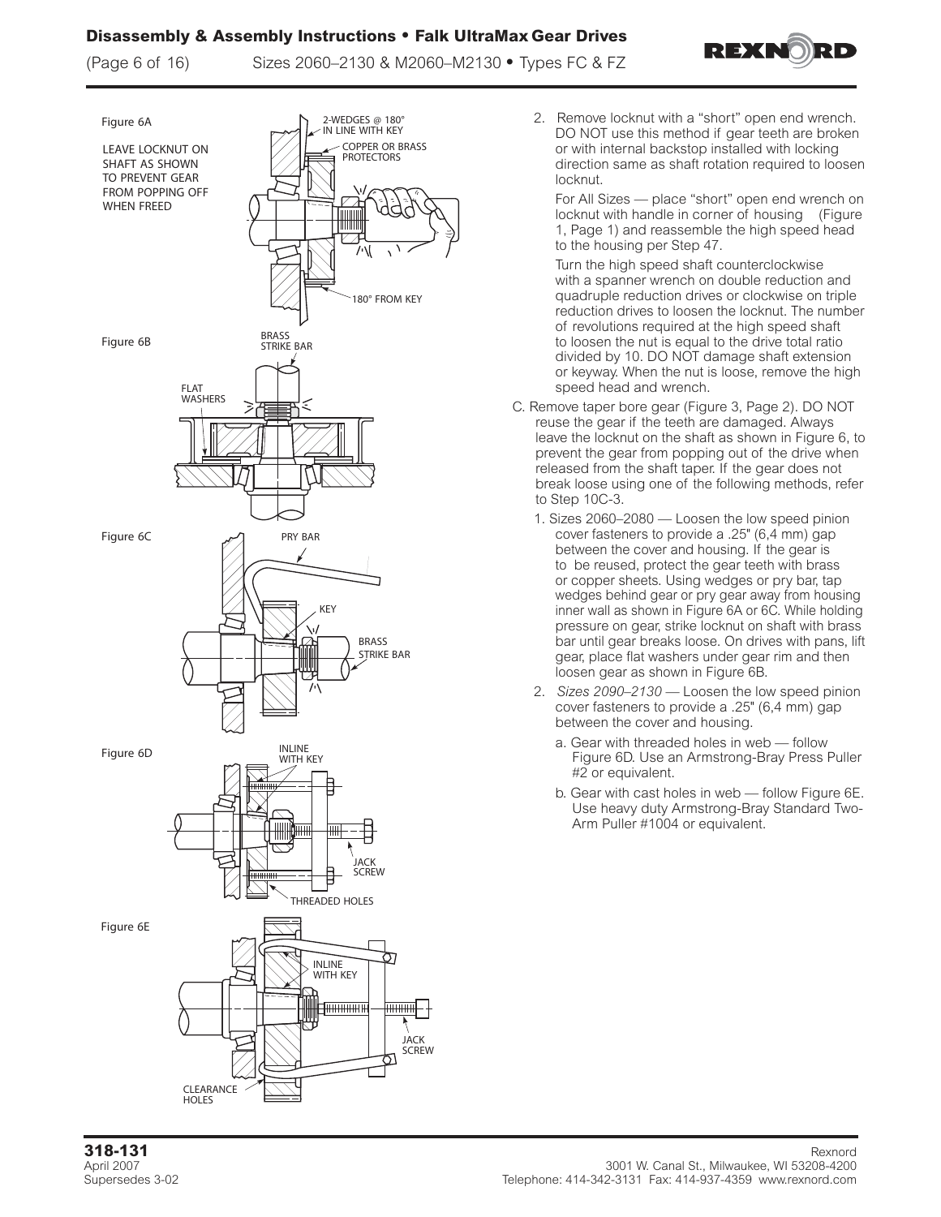Figure 6A

LEAVE LOCKNUT ON SHAFT AS SHOWN TO PREVENT GEAR FROM POPPING OFF WHEN FREED

2-WEDGES @ 180° IN LINE WITH KEY

COPPER OR BRASS PROTECTORS

180° FROM KEY

Figure 6B

BRASS STRIKE BAR

FLAT WASHERS

Figure 6C

PRY BAR

KEY

BRASS STRIKE BAR

Figure 6D

INLINE WITH KEY

JACK SCREW

THREADED HOLES

Figure 6E

INLINE WITH KEY

JACK SCREW

CLEARANCE HOLES

2. Remove locknut with a "short" open end wrench. DO NOT use this method if gear teeth are broken or with internal backstop installed with locking direction same as shaft rotation required to loosen locknut.

   For All Sizes — place "short" open end wrench on locknut with handle in corner of housing (Figure 1, Page 1) and reassemble the high speed head to the housing per Step 47.

   Turn the high speed shaft counterclockwise with a spanner wrench on double reduction and quadruple reduction drives or clockwise on triple reduction drives to loosen the locknut. The number of revolutions required at the high speed shaft to loosen the nut is equal to the drive total ratio divided by 10. DO NOT damage shaft extension or keyway. When the nut is loose, remove the high speed head and wrench.

C. Remove taper bore gear (Figure 3, Page 2). DO NOT reuse the gear if the teeth are damaged. Always leave the locknut on the shaft as shown in Figure 6, to prevent the gear from popping out of the drive when released from the shaft taper. If the gear does not break loose using one of the following methods, refer to Step 10C-3.

1. Sizes 2060–2080 — Loosen the low speed pinion cover fasteners to provide a .25" (6,4 mm) gap between the cover and housing. If the gear is to be reused, protect the gear teeth with brass or copper sheets. Using wedges or pry bar, tap wedges behind gear or pry gear away from housing inner wall as shown in Figure 6A or 6C. While holding pressure on gear, strike locknut on shaft with brass bar until gear breaks loose. On drives with pans, lift gear, place flat washers under gear rim and then loosen gear as shown in Figure 6B.

2. *Sizes 2090–2130* — Loosen the low speed pinion cover fasteners to provide a .25" (6,4 mm) gap between the cover and housing.

   a. Gear with threaded holes in web — follow Figure 6D. Use an Armstrong-Bray Press Puller #2 or equivalent.

   b. Gear with cast holes in web — follow Figure 6E. Use heavy duty Armstrong-Bray Standard Two-Arm Puller #1004 or equivalent.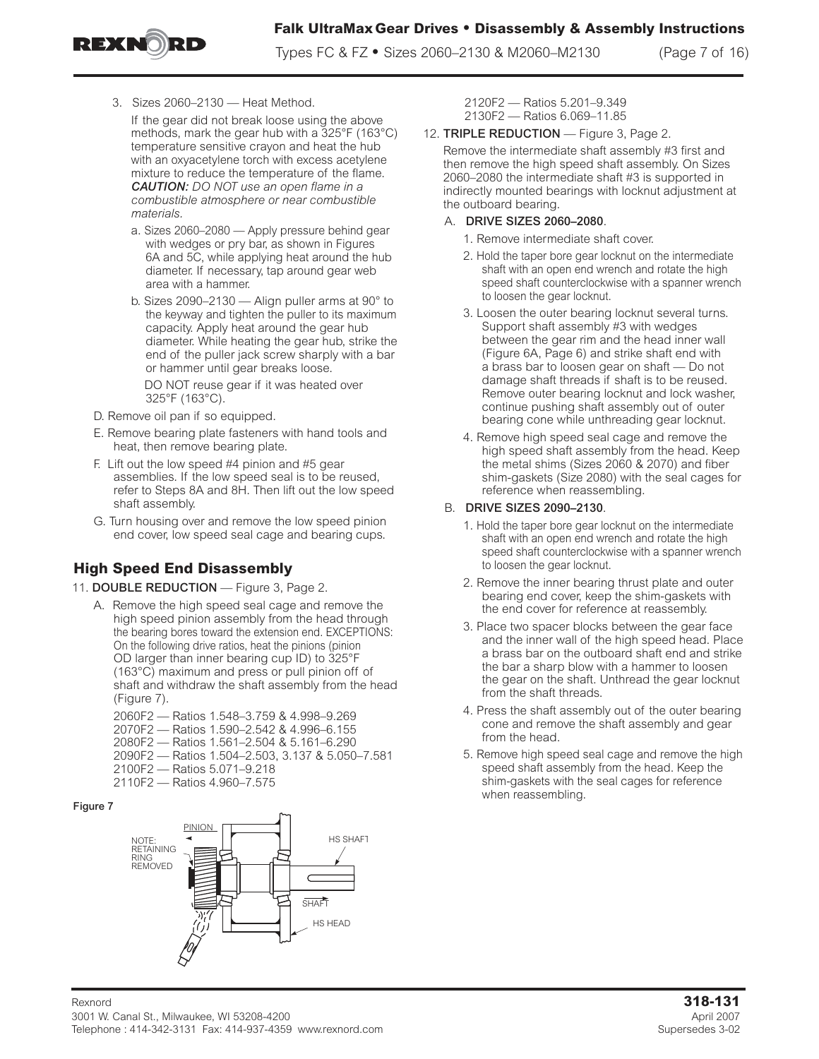3. Sizes 2060–2130 — Heat Method.

   If the gear did not break loose using the above methods, mark the gear hub with a 325°F (163°C) temperature sensitive crayon and heat the hub with an oxyacetylene torch with excess acetylene mixture to reduce the temperature of the flame. ***CAUTION:*** *DO NOT use an open flame in a combustible atmosphere or near combustible materials.*

   a. Sizes 2060–2080 — Apply pressure behind gear with wedges or pry bar, as shown in Figures 6A and 5C, while applying heat around the hub diameter. If necessary, tap around gear web area with a hammer.

   b. Sizes 2090–2130 — Align puller arms at 90° to the keyway and tighten the puller to its maximum capacity. Apply heat around the gear hub diameter. While heating the gear hub, strike the end of the puller jack screw sharply with a bar or hammer until gear breaks loose.

   DO NOT reuse gear if it was heated over 325°F (163°C).

D. Remove oil pan if so equipped.

E. Remove bearing plate fasteners with hand tools and heat, then remove bearing plate.

F. Lift out the low speed #4 pinion and #5 gear assemblies. If the low speed seal is to be reused, refer to Steps 8A and 8H. Then lift out the low speed shaft assembly.

G. Turn housing over and remove the low speed pinion end cover, low speed seal cage and bearing cups.

## High Speed End Disassembly

11. **DOUBLE REDUCTION** — Figure 3, Page 2.

   A. Remove the high speed seal cage and remove the high speed pinion assembly from the head through the bearing bores toward the extension end. EXCEPTIONS: On the following drive ratios, heat the pinions (pinion OD larger than inner bearing cup ID) to 325°F (163°C) maximum and press or pull pinion off of shaft and withdraw the shaft assembly from the head (Figure 7).

   2060F2 — Ratios 1.548–3.759 & 4.998–9.269
   2070F2 — Ratios 1.590–2.542 & 4.996–6.155
   2080F2 — Ratios 1.561–2.504 & 5.161–6.290
   2090F2 — Ratios 1.504–2.503, 3.137 & 5.050–7.581
   2100F2 — Ratios 5.071–9.218
   2110F2 — Ratios 4.960–7.575
   2120F2 — Ratios 5.201–9.349
   2130F2 — Ratios 6.069–11.85

Figure 7

NOTE: RETAINING RING REMOVED — PINION — HS SHAFT — SHAFT — HS HEAD

12. **TRIPLE REDUCTION** — Figure 3, Page 2.

   Remove the intermediate shaft assembly #3 first and then remove the high speed shaft assembly. On Sizes 2060–2080 the intermediate shaft #3 is supported in indirectly mounted bearings with locknut adjustment at the outboard bearing.

   A. **DRIVE SIZES 2060–2080**.

   1. Remove intermediate shaft cover.
   2. Hold the taper bore gear locknut on the intermediate shaft with an open end wrench and rotate the high speed shaft counterclockwise with a spanner wrench to loosen the gear locknut.
   3. Loosen the outer bearing locknut several turns. Support shaft assembly #3 with wedges between the gear rim and the head inner wall (Figure 6A, Page 6) and strike shaft end with a brass bar to loosen gear on shaft — Do not damage shaft threads if shaft is to be reused. Remove outer bearing locknut and lock washer, continue pushing shaft assembly out of outer bearing cone while unthreading gear locknut.
   4. Remove high speed seal cage and remove the high speed shaft assembly from the head. Keep the metal shims (Sizes 2060 & 2070) and fiber shim-gaskets (Size 2080) with the seal cages for reference when reassembling.

   B. **DRIVE SIZES 2090–2130**.

   1. Hold the taper bore gear locknut on the intermediate shaft with an open end wrench and rotate the high speed shaft counterclockwise with a spanner wrench to loosen the gear locknut.
   2. Remove the inner bearing thrust plate and outer bearing end cover, keep the shim-gaskets with the end cover for reference at reassembly.
   3. Place two spacer blocks between the gear face and the inner wall of the high speed head. Place a brass bar on the outboard shaft end and strike the bar a sharp blow with a hammer to loosen the gear on the shaft. Unthread the gear locknut from the shaft threads.
   4. Press the shaft assembly out of the outer bearing cone and remove the shaft assembly and gear from the head.
   5. Remove high speed seal cage and remove the high speed shaft assembly from the head. Keep the shim-gaskets with the seal cages for reference when reassembling.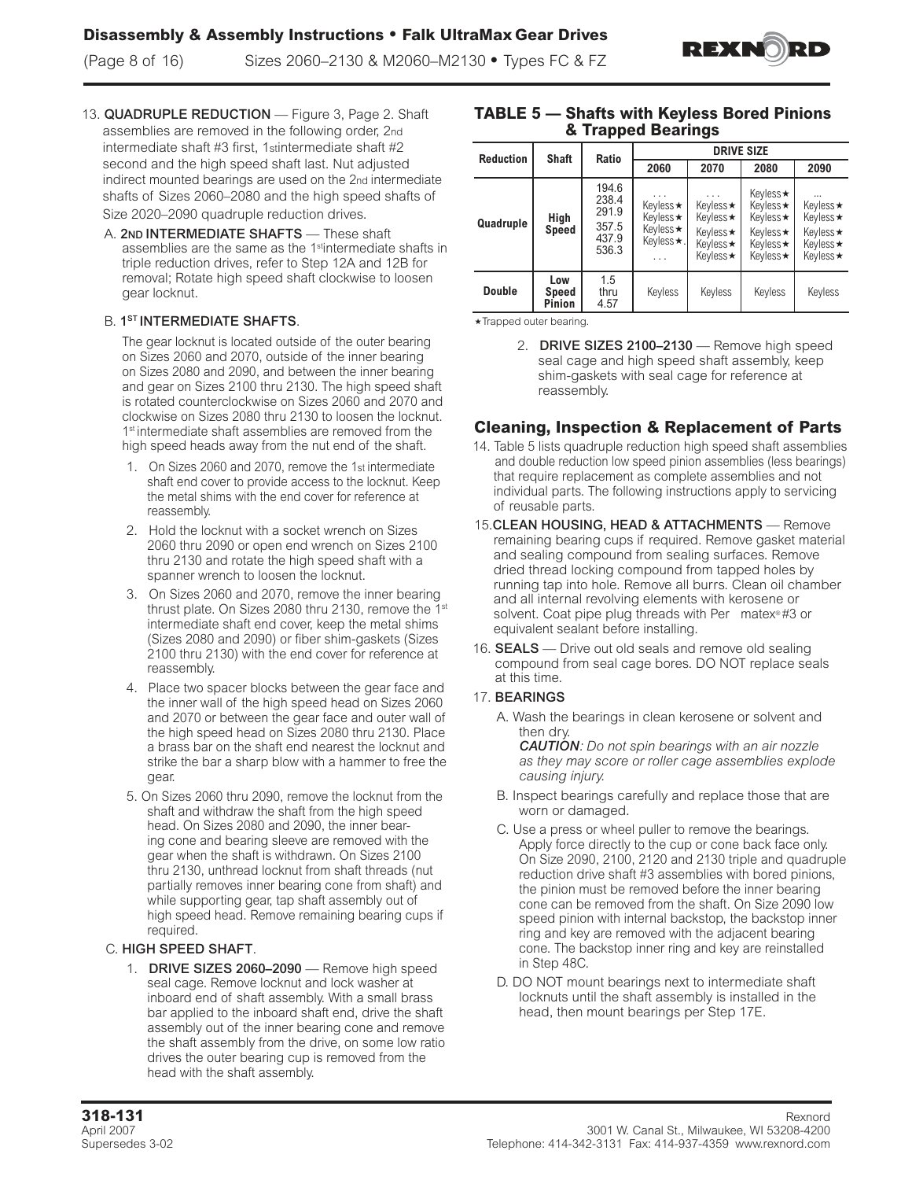13. **QUADRUPLE REDUCTION** — Figure 3, Page 2. Shaft assemblies are removed in the following order, 2nd intermediate shaft #3 first, 1st intermediate shaft #2 second and the high speed shaft last. Nut adjusted indirect mounted bearings are used on the 2nd intermediate shafts of Sizes 2060–2080 and the high speed shafts of Size 2020–2090 quadruple reduction drives.

   A. **2ND INTERMEDIATE SHAFTS** — These shaft assemblies are the same as the 1st intermediate shafts in triple reduction drives, refer to Step 12A and 12B for removal; Rotate high speed shaft clockwise to loosen gear locknut.

   B. **1ST INTERMEDIATE SHAFTS**.

   The gear locknut is located outside of the outer bearing on Sizes 2060 and 2070, outside of the inner bearing on Sizes 2080 and 2090, and between the inner bearing and gear on Sizes 2100 thru 2130. The high speed shaft is rotated counterclockwise on Sizes 2060 and 2070 and clockwise on Sizes 2080 thru 2130 to loosen the locknut. 1st intermediate shaft assemblies are removed from the high speed heads away from the nut end of the shaft.

   1. On Sizes 2060 and 2070, remove the 1st intermediate shaft end cover to provide access to the locknut. Keep the metal shims with the end cover for reference at reassembly.
   2. Hold the locknut with a socket wrench on Sizes 2060 thru 2090 or open end wrench on Sizes 2100 thru 2130 and rotate the high speed shaft with a spanner wrench to loosen the locknut.
   3. On Sizes 2060 and 2070, remove the inner bearing thrust plate. On Sizes 2080 thru 2130, remove the 1st intermediate shaft end cover, keep the metal shims (Sizes 2080 and 2090) or fiber shim-gaskets (Sizes 2100 thru 2130) with the end cover for reference at reassembly.
   4. Place two spacer blocks between the gear face and the inner wall of the high speed head on Sizes 2060 and 2070 or between the gear face and outer wall of the high speed head on Sizes 2080 thru 2130. Place a brass bar on the shaft end nearest the locknut and strike the bar a sharp blow with a hammer to free the gear.
   5. On Sizes 2060 thru 2090, remove the locknut from the shaft and withdraw the shaft from the high speed head. On Sizes 2080 and 2090, the inner bearing cone and bearing sleeve are removed with the gear when the shaft is withdrawn. On Sizes 2100 thru 2130, unthread locknut from shaft threads (nut partially removes inner bearing cone from shaft) and while supporting gear, tap shaft assembly out of high speed head. Remove remaining bearing cups if required.

   C. **HIGH SPEED SHAFT**.

   1. **DRIVE SIZES 2060–2090** — Remove high speed seal cage. Remove locknut and lock washer at inboard end of shaft assembly. With a small brass bar applied to the inboard shaft end, drive the shaft assembly out of the inner bearing cone and remove the shaft assembly from the drive, on some low ratio drives the outer bearing cup is removed from the head with the shaft assembly.

## TABLE 5 — Shafts with Keyless Bored Pinions & Trapped Bearings

| Reduction | Shaft | Ratio | DRIVE SIZE | | | |
|---|---|---|---|---|---|---|
| | | | 2060 | 2070 | 2080 | 2090 |
| Quadruple | High Speed | 194.6<br>238.4<br>291.9<br>357.5<br>437.9<br>536.3 | . . .<br>Keyless★<br>Keyless★<br>Keyless★<br>Keyless★.<br>. . . | . . .<br>Keyless★<br>Keyless★<br>Keyless★<br>Keyless★<br>Keyless★ | Keyless★<br>Keyless★<br>Keyless★<br>Keyless★<br>Keyless★<br>Keyless★ | ...<br>Keyless★<br>Keyless★<br>Keyless★<br>Keyless★<br>Keyless★ |
| Double | Low Speed Pinion | 1.5 thru 4.57 | Keyless | Keyless | Keyless | Keyless |

★Trapped outer bearing.

   2. **DRIVE SIZES 2100–2130** — Remove high speed seal cage and high speed shaft assembly, keep shim-gaskets with seal cage for reference at reassembly.

## Cleaning, Inspection & Replacement of Parts

14. Table 5 lists quadruple reduction high speed shaft assemblies and double reduction low speed pinion assemblies (less bearings) that require replacement as complete assemblies and not individual parts. The following instructions apply to servicing of reusable parts.

15. **CLEAN HOUSING, HEAD & ATTACHMENTS** — Remove remaining bearing cups if required. Remove gasket material and sealing compound from sealing surfaces. Remove dried thread locking compound from tapped holes by running tap into hole. Remove all burrs. Clean oil chamber and all internal revolving elements with kerosene or solvent. Coat pipe plug threads with Per matex® #3 or equivalent sealant before installing.

16. **SEALS** — Drive out old seals and remove old sealing compound from seal cage bores. DO NOT replace seals at this time.

17. **BEARINGS**

   A. Wash the bearings in clean kerosene or solvent and then dry.
   ***CAUTION**: Do not spin bearings with an air nozzle as they may score or roller cage assemblies explode causing injury.*

   B. Inspect bearings carefully and replace those that are worn or damaged.

   C. Use a press or wheel puller to remove the bearings. Apply force directly to the cup or cone back face only. On Size 2090, 2100, 2120 and 2130 triple and quadruple reduction drive shaft #3 assemblies with bored pinions, the pinion must be removed before the inner bearing cone can be removed from the shaft. On Size 2090 low speed pinion with internal backstop, the backstop inner ring and key are removed with the adjacent bearing cone. The backstop inner ring and key are reinstalled in Step 48C.

   D. DO NOT mount bearings next to intermediate shaft locknuts until the shaft assembly is installed in the head, then mount bearings per Step 17E.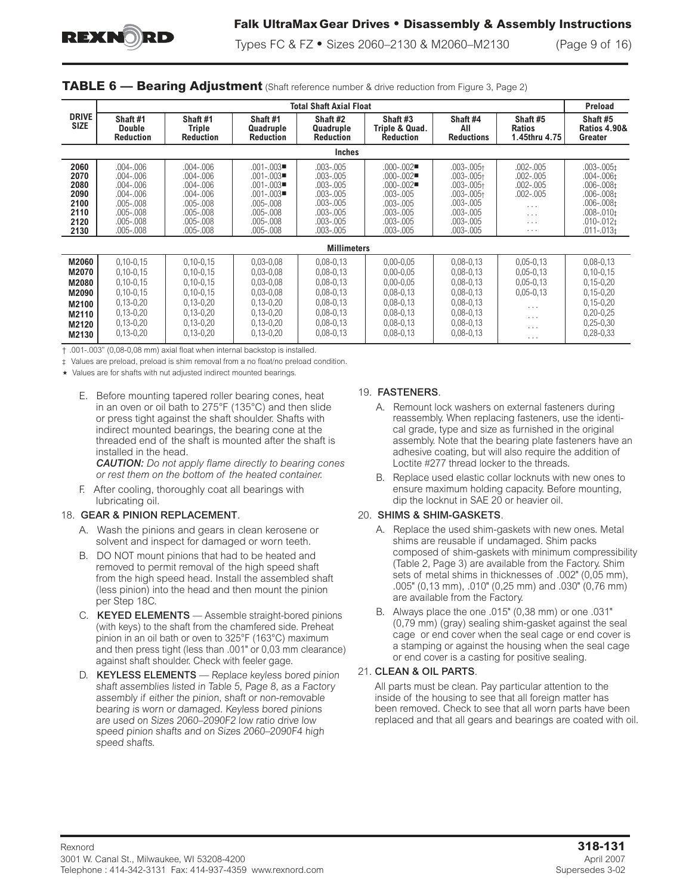## TABLE 6 — Bearing Adjustment (Shaft reference number & drive reduction from Figure 3, Page 2)

| DRIVE SIZE | Total Shaft Axial Float | | | | | | | Preload |
|---|---|---|---|---|---|---|---|---|
| | Shaft #1 Double Reduction | Shaft #1 Triple Reduction | Shaft #1 Quadruple Reduction | Shaft #2 Quadruple Reduction | Shaft #3 Triple & Quad. Reduction | Shaft #4 All Reductions | Shaft #5 Ratios 1.45thru 4.75 | Shaft #5 Ratios 4.90& Greater |
| | **Inches** | | | | | | | |
| 2060 | .004-.006 | .004-.006 | .001-.003■ | .003-.005 | .000-.002■ | .003-.005† | .002-.005 | .003-.005‡ |
| 2070 | .004-.006 | .004-.006 | .001-.003■ | .003-.005 | .000-.002■ | .003-.005† | .002-.005 | .004-.006‡ |
| 2080 | .004-.006 | .004-.006 | .001-.003■ | .003-.005 | .000-.002■ | .003-.005† | .002-.005 | .006-.008‡ |
| 2090 | .004-.006 | .004-.006 | .001-.003■ | .003-.005 | .003-.005 | .003-.005† | .002-.005 | .006-.008‡ |
| 2100 | .005-.008 | .005-.008 | .005-.008 | .003-.005 | .003-.005 | .003-.005 | . . . | .006-.008‡ |
| 2110 | .005-.008 | .005-.008 | .005-.008 | .003-.005 | .003-.005 | .003-.005 | . . . | .008-.010‡ |
| 2120 | .005-.008 | .005-.008 | .005-.008 | .003-.005 | .003-.005 | .003-.005 | . . . | .010-.012‡ |
| 2130 | .005-.008 | .005-.008 | .005-.008 | .003-.005 | .003-.005 | .003-.005 | . . . | .011-.013‡ |
| | **Millimeters** | | | | | | | |
| M2060 | 0,10-0,15 | 0,10-0,15 | 0,03-0,08 | 0,08-0,13 | 0,00-0,05 | 0,08-0,13 | 0,05-0,13 | 0,08-0,13 |
| M2070 | 0,10-0,15 | 0,10-0,15 | 0,03-0,08 | 0,08-0,13 | 0,00-0,05 | 0,08-0,13 | 0,05-0,13 | 0,10-0,15 |
| M2080 | 0,10-0,15 | 0,10-0,15 | 0,03-0,08 | 0,08-0,13 | 0,00-0,05 | 0,08-0,13 | 0,05-0,13 | 0,15-0,20 |
| M2090 | 0,10-0,15 | 0,10-0,15 | 0,03-0,08 | 0,08-0,13 | 0,08-0,13 | 0,08-0,13 | 0,05-0,13 | 0,15-0,20 |
| M2100 | 0,13-0,20 | 0,13-0,20 | 0,13-0,20 | 0,08-0,13 | 0,08-0,13 | 0,08-0,13 | . . . | 0,15-0,20 |
| M2110 | 0,13-0,20 | 0,13-0,20 | 0,13-0,20 | 0,08-0,13 | 0,08-0,13 | 0,08-0,13 | . . . | 0,20-0,25 |
| M2120 | 0,13-0,20 | 0,13-0,20 | 0,13-0,20 | 0,08-0,13 | 0,08-0,13 | 0,08-0,13 | . . . | 0,25-0,30 |
| M2130 | 0,13-0,20 | 0,13-0,20 | 0,13-0,20 | 0,08-0,13 | 0,08-0,13 | 0,08-0,13 | . . . | 0,28-0,33 |

† .001-.003" (0,08-0,08 mm) axial float when internal backstop is installed.

‡ Values are preload, preload is shim removal from a no float/no preload condition.

★ Values are for shafts with nut adjusted indirect mounted bearings.

E. Before mounting tapered roller bearing cones, heat in an oven or oil bath to 275°F (135°C) and then slide or press tight against the shaft shoulder. Shafts with indirect mounted bearings, the bearing cone at the threaded end of the shaft is mounted after the shaft is installed in the head.
*CAUTION: Do not apply flame directly to bearing cones or rest them on the bottom of the heated container.*

F. After cooling, thoroughly coat all bearings with lubricating oil.

18. **GEAR & PINION REPLACEMENT**.

A. Wash the pinions and gears in clean kerosene or solvent and inspect for damaged or worn teeth.

B. DO NOT mount pinions that had to be heated and removed to permit removal of the high speed shaft from the high speed head. Install the assembled shaft (less pinion) into the head and then mount the pinion per Step 18C.

C. **KEYED ELEMENTS** — Assemble straight-bored pinions (with keys) to the shaft from the chamfered side. Preheat pinion in an oil bath or oven to 325°F (163°C) maximum and then press tight (less than .001" or 0,03 mm clearance) against shaft shoulder. Check with feeler gage.

D. **KEYLESS ELEMENTS** — *Replace keyless bored pinion shaft assemblies listed in Table 5, Page 8, as a Factory assembly if either the pinion, shaft or non-removable bearing is worn or damaged. Keyless bored pinions are used on Sizes 2060–2090F2 low ratio drive low speed pinion shafts and on Sizes 2060–2090F4 high speed shafts.*

19. **FASTENERS**.

A. Remount lock washers on external fasteners during reassembly. When replacing fasteners, use the identical grade, type and size as furnished in the original assembly. Note that the bearing plate fasteners have an adhesive coating, but will also require the addition of Loctite #277 thread locker to the threads.

B. Replace used elastic collar locknuts with new ones to ensure maximum holding capacity. Before mounting, dip the locknut in SAE 20 or heavier oil.

20. **SHIMS & SHIM-GASKETS**.

A. Replace the used shim-gaskets with new ones. Metal shims are reusable if undamaged. Shim packs composed of shim-gaskets with minimum compressibility (Table 2, Page 3) are available from the Factory. Shim sets of metal shims in thicknesses of .002" (0,05 mm), .005" (0,13 mm), .010" (0,25 mm) and .030" (0,76 mm) are available from the Factory.

B. Always place the one .015" (0,38 mm) or one .031" (0,79 mm) (gray) sealing shim-gasket against the seal cage or end cover when the seal cage or end cover is a stamping or against the housing when the seal cage or end cover is a casting for positive sealing.

21. **CLEAN & OIL PARTS**.

All parts must be clean. Pay particular attention to the inside of the housing to see that all foreign matter has been removed. Check to see that all worn parts have been replaced and that all gears and bearings are coated with oil.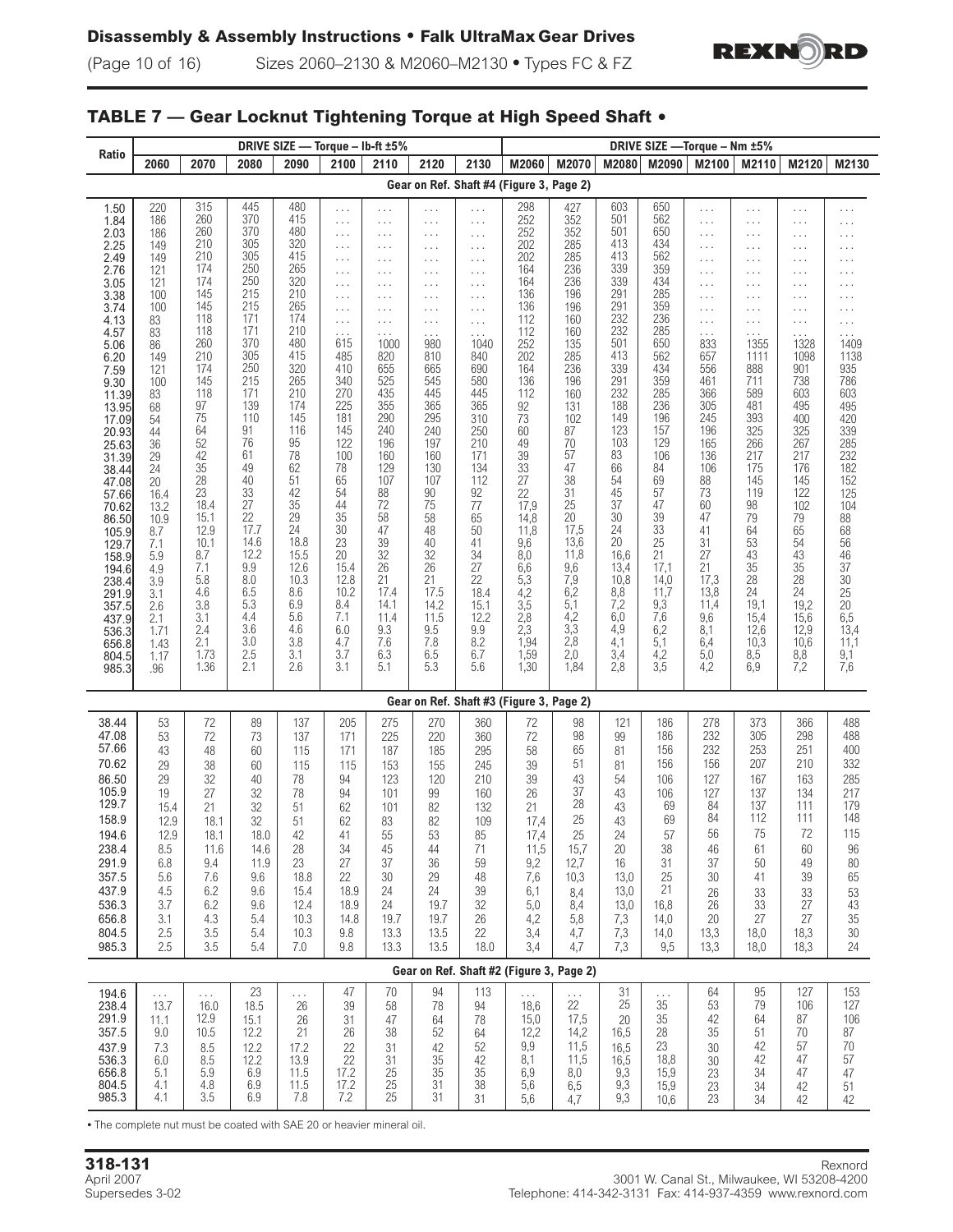## TABLE 7 — Gear Locknut Tightening Torque at High Speed Shaft •

| Ratio | DRIVE SIZE — Torque – lb-ft ±5% | | | | | | | | DRIVE SIZE —Torque – Nm ±5% | | | | | | | |
|---|---|---|---|---|---|---|---|---|---|---|---|---|---|---|---|---|
| | 2060 | 2070 | 2080 | 2090 | 2100 | 2110 | 2120 | 2130 | M2060 | M2070 | M2080 | M2090 | M2100 | M2110 | M2120 | M2130 |
| **Gear on Ref. Shaft #4 (Figure 3, Page 2)** | | | | | | | | | | | | | | | | |
| 1.50 | 220 | 315 | 445 | 480 | . . . | . . . | . . . | . . . | 298 | 427 | 603 | 650 | . . . | . . . | . . . | . . . |
| 1.84 | 186 | 260 | 370 | 415 | . . . | . . . | . . . | . . . | 252 | 352 | 501 | 562 | . . . | . . . | . . . | . . . |
| 2.03 | 186 | 260 | 370 | 480 | . . . | . . . | . . . | . . . | 252 | 352 | 501 | 650 | . . . | . . . | . . . | . . . |
| 2.25 | 149 | 210 | 305 | 320 | . . . | . . . | . . . | . . . | 202 | 285 | 413 | 434 | . . . | . . . | . . . | . . . |
| 2.49 | 149 | 210 | 305 | 415 | . . . | . . . | . . . | . . . | 202 | 285 | 413 | 562 | . . . | . . . | . . . | . . . |
| 2.76 | 121 | 174 | 250 | 265 | . . . | . . . | . . . | . . . | 164 | 236 | 339 | 359 | . . . | . . . | . . . | . . . |
| 3.05 | 121 | 174 | 250 | 320 | . . . | . . . | . . . | . . . | 164 | 236 | 339 | 434 | . . . | . . . | . . . | . . . |
| 3.38 | 100 | 145 | 215 | 210 | . . . | . . . | . . . | . . . | 136 | 196 | 291 | 285 | . . . | . . . | . . . | . . . |
| 3.74 | 100 | 145 | 215 | 265 | . . . | . . . | . . . | . . . | 136 | 196 | 291 | 359 | . . . | . . . | . . . | . . . |
| 4.13 | 83 | 118 | 171 | 174 | . . . | . . . | . . . | . . . | 112 | 160 | 232 | 236 | . . . | . . . | . . . | . . . |
| 4.57 | 83 | 118 | 171 | 210 | . . . | . . . | . . . | . . . | 112 | 160 | 232 | 285 | . . . | . . . | . . . | . . . |
| 5.06 | 86 | 260 | 370 | 480 | 615 | 1000 | 980 | 1040 | 252 | 135 | 501 | 650 | 833 | 1355 | 1328 | 1409 |
| 6.20 | 149 | 210 | 305 | 415 | 485 | 820 | 810 | 840 | 202 | 285 | 413 | 562 | 657 | 1111 | 1098 | 1138 |
| 7.59 | 121 | 174 | 250 | 320 | 410 | 655 | 665 | 690 | 164 | 236 | 339 | 434 | 556 | 888 | 901 | 935 |
| 9.30 | 100 | 145 | 215 | 265 | 340 | 525 | 545 | 580 | 136 | 196 | 291 | 359 | 461 | 711 | 738 | 786 |
| 11.39 | 83 | 118 | 171 | 210 | 270 | 435 | 445 | 445 | 112 | 160 | 232 | 285 | 366 | 589 | 603 | 603 |
| 13.95 | 68 | 97 | 139 | 174 | 225 | 355 | 365 | 365 | 92 | 131 | 188 | 236 | 305 | 481 | 495 | 495 |
| 17.09 | 54 | 75 | 110 | 145 | 181 | 290 | 295 | 310 | 73 | 102 | 149 | 196 | 245 | 393 | 400 | 420 |
| 20.93 | 44 | 64 | 91 | 116 | 145 | 240 | 240 | 250 | 60 | 87 | 123 | 157 | 196 | 325 | 325 | 339 |
| 25.63 | 36 | 52 | 76 | 95 | 122 | 196 | 197 | 210 | 49 | 70 | 103 | 129 | 165 | 266 | 267 | 285 |
| 31.39 | 29 | 42 | 61 | 78 | 100 | 160 | 160 | 171 | 39 | 57 | 83 | 106 | 136 | 217 | 217 | 232 |
| 38.44 | 24 | 35 | 49 | 62 | 78 | 129 | 130 | 134 | 33 | 47 | 66 | 84 | 106 | 175 | 176 | 182 |
| 47.08 | 20 | 28 | 40 | 51 | 65 | 107 | 107 | 112 | 27 | 38 | 54 | 69 | 88 | 145 | 145 | 152 |
| 57.66 | 16.4 | 23 | 33 | 42 | 54 | 88 | 90 | 92 | 22 | 31 | 45 | 57 | 73 | 119 | 122 | 125 |
| 70.62 | 13.2 | 18.4 | 27 | 35 | 44 | 72 | 75 | 77 | 17,9 | 25 | 37 | 47 | 60 | 98 | 102 | 104 |
| 86.50 | 10.9 | 15.1 | 22 | 29 | 35 | 58 | 58 | 65 | 14,8 | 20 | 30 | 39 | 47 | 79 | 79 | 88 |
| 105.9 | 8.7 | 12.9 | 17.7 | 24 | 30 | 47 | 48 | 50 | 11,8 | 17,5 | 24 | 33 | 41 | 64 | 65 | 68 |
| 129.7 | 7.1 | 10.1 | 14.6 | 18.8 | 23 | 39 | 40 | 41 | 9,6 | 13,6 | 20 | 25 | 31 | 53 | 54 | 56 |
| 158.9 | 5.9 | 8.7 | 12.2 | 15.5 | 20 | 32 | 32 | 34 | 8,0 | 11,8 | 16,6 | 21 | 27 | 43 | 43 | 46 |
| 194.6 | 4.9 | 7.1 | 9.9 | 12.6 | 15.4 | 26 | 26 | 27 | 6,6 | 9,6 | 13,4 | 17,1 | 21 | 35 | 35 | 37 |
| 238.4 | 3.9 | 5.8 | 8.0 | 10.3 | 12.8 | 21 | 21 | 22 | 5,3 | 7,9 | 10,8 | 14,0 | 17,3 | 28 | 28 | 30 |
| 291.9 | 3.1 | 4.6 | 6.5 | 8.6 | 10.2 | 17.4 | 17.5 | 18.4 | 4,2 | 6,2 | 8,8 | 11,7 | 13,8 | 24 | 24 | 25 |
| 357.5 | 2.6 | 3.8 | 5.3 | 6.9 | 8.4 | 14.1 | 14.2 | 15.1 | 3,5 | 5,1 | 7,2 | 9,3 | 11,4 | 19,1 | 19,2 | 20 |
| 437.9 | 2.1 | 3.1 | 4.4 | 5.6 | 7.1 | 11.4 | 11.5 | 12.2 | 2,8 | 4,2 | 6,0 | 7,6 | 9,6 | 15,4 | 15,6 | 6,5 |
| 536.3 | 1.71 | 2.4 | 3.6 | 4.6 | 6.0 | 9.3 | 9.5 | 9.9 | 2,3 | 3,3 | 4,9 | 6,2 | 8,1 | 12,6 | 12,9 | 13,4 |
| 656.8 | 1.43 | 2.1 | 3.0 | 3.8 | 4.7 | 7.6 | 7.8 | 8.2 | 1,94 | 2,8 | 4,1 | 5,1 | 6,4 | 10,3 | 10,6 | 11,1 |
| 804.5 | 1.17 | 1.73 | 2.5 | 3.1 | 3.7 | 6.3 | 6.5 | 6.7 | 1,59 | 2,0 | 3,4 | 4,2 | 5,0 | 8,5 | 8,8 | 9,1 |
| 985.3 | .96 | 1.36 | 2.1 | 2.6 | 3.1 | 5.1 | 5.3 | 5.6 | 1,30 | 1,84 | 2,8 | 3,5 | 4,2 | 6,9 | 7,2 | 7,6 |
| **Gear on Ref. Shaft #3 (Figure 3, Page 2)** | | | | | | | | | | | | | | | | |
| 38.44 | 53 | 72 | 89 | 137 | 205 | 275 | 270 | 360 | 72 | 98 | 121 | 186 | 278 | 373 | 366 | 488 |
| 47.08 | 53 | 72 | 73 | 137 | 171 | 225 | 220 | 360 | 72 | 98 | 99 | 186 | 232 | 305 | 298 | 488 |
| 57.66 | 43 | 48 | 60 | 115 | 171 | 187 | 185 | 295 | 58 | 65 | 81 | 156 | 232 | 253 | 251 | 400 |
| 70.62 | 29 | 38 | 60 | 115 | 115 | 153 | 155 | 245 | 39 | 51 | 81 | 156 | 156 | 207 | 210 | 332 |
| 86.50 | 29 | 32 | 40 | 78 | 94 | 123 | 120 | 210 | 39 | 43 | 54 | 106 | 127 | 167 | 163 | 285 |
| 105.9 | 19 | 27 | 32 | 78 | 94 | 101 | 99 | 160 | 26 | 37 | 43 | 106 | 127 | 137 | 134 | 217 |
| 129.7 | 15.4 | 21 | 32 | 51 | 62 | 101 | 82 | 132 | 21 | 28 | 43 | 69 | 84 | 137 | 111 | 179 |
| 158.9 | 12.9 | 18.1 | 32 | 51 | 62 | 83 | 82 | 109 | 17,4 | 25 | 43 | 69 | 84 | 112 | 111 | 148 |
| 194.6 | 12.9 | 18.1 | 18.0 | 42 | 41 | 55 | 53 | 85 | 17,4 | 25 | 24 | 57 | 56 | 75 | 72 | 115 |
| 238.4 | 8.5 | 11.6 | 14.6 | 28 | 34 | 45 | 44 | 71 | 11,5 | 15,7 | 20 | 38 | 46 | 61 | 60 | 96 |
| 291.9 | 6.8 | 9.4 | 11.9 | 23 | 27 | 37 | 36 | 59 | 9,2 | 12,7 | 16 | 31 | 37 | 50 | 49 | 80 |
| 357.5 | 5.6 | 7.6 | 9.6 | 18.8 | 22 | 30 | 29 | 48 | 7,6 | 10,3 | 13,0 | 25 | 30 | 41 | 39 | 65 |
| 437.9 | 4.5 | 6.2 | 9.6 | 15.4 | 18.9 | 24 | 24 | 39 | 6,1 | 8,4 | 13,0 | 21 | 26 | 33 | 33 | 53 |
| 536.3 | 3.7 | 6.2 | 9.6 | 12.4 | 18.9 | 24 | 19.7 | 32 | 5,0 | 8,4 | 13,0 | 16,8 | 26 | 33 | 27 | 43 |
| 656.8 | 3.1 | 4.3 | 5.4 | 10.3 | 14.8 | 19.7 | 19.7 | 26 | 4,2 | 5,8 | 7,3 | 14,0 | 20 | 27 | 27 | 35 |
| 804.5 | 2.5 | 3.5 | 5.4 | 10.3 | 9.8 | 13.3 | 13.5 | 22 | 3,4 | 4,7 | 7,3 | 14,0 | 13,3 | 18,0 | 18,3 | 30 |
| 985.3 | 2.5 | 3.5 | 5.4 | 7.0 | 9.8 | 13.3 | 13.5 | 18.0 | 3,4 | 4,7 | 7,3 | 9,5 | 13,3 | 18,0 | 18,3 | 24 |
| **Gear on Ref. Shaft #2 (Figure 3, Page 2)** | | | | | | | | | | | | | | | | |
| 194.6 | . . . | . . . | 23 | . . . | 47 | 70 | 94 | 113 | . . . | . . . | 31 | . . . | 64 | 95 | 127 | 153 |
| 238.4 | 13.7 | 16.0 | 18.5 | 26 | 39 | 58 | 78 | 94 | 18,6 | 22 | 25 | 35 | 53 | 79 | 106 | 127 |
| 291.9 | 11.1 | 12.9 | 15.1 | 26 | 31 | 47 | 64 | 78 | 15,0 | 17,5 | 20 | 35 | 42 | 64 | 87 | 106 |
| 357.5 | 9.0 | 10.5 | 12.2 | 21 | 26 | 38 | 52 | 64 | 12,2 | 14,2 | 16,5 | 28 | 35 | 51 | 70 | 87 |
| 437.9 | 7.3 | 8.5 | 12.2 | 17.2 | 22 | 31 | 42 | 52 | 9,9 | 11,5 | 16,5 | 23 | 30 | 42 | 57 | 70 |
| 536.3 | 6.0 | 8.5 | 12.2 | 13.9 | 22 | 31 | 35 | 42 | 8,1 | 11,5 | 16,5 | 18,8 | 30 | 42 | 47 | 57 |
| 656.8 | 5.1 | 5.9 | 6.9 | 11.5 | 17.2 | 25 | 35 | 35 | 6,9 | 8,0 | 9,3 | 15,9 | 23 | 34 | 47 | 47 |
| 804.5 | 4.1 | 4.8 | 6.9 | 11.5 | 17.2 | 25 | 31 | 38 | 5,6 | 6,5 | 9,3 | 15,9 | 23 | 34 | 42 | 51 |
| 985.3 | 4.1 | 3.5 | 6.9 | 7.8 | 7.2 | 25 | 31 | 31 | 5,6 | 4,7 | 9,3 | 10,6 | 23 | 34 | 42 | 42 |

• The complete nut must be coated with SAE 20 or heavier mineral oil.

**318-131**
April 2007
Supersedes 3-02

Rexnord
3001 W. Canal St., Milwaukee, WI 53208-4200
Telephone: 414-342-3131 Fax: 414-937-4359 www.rexnord.com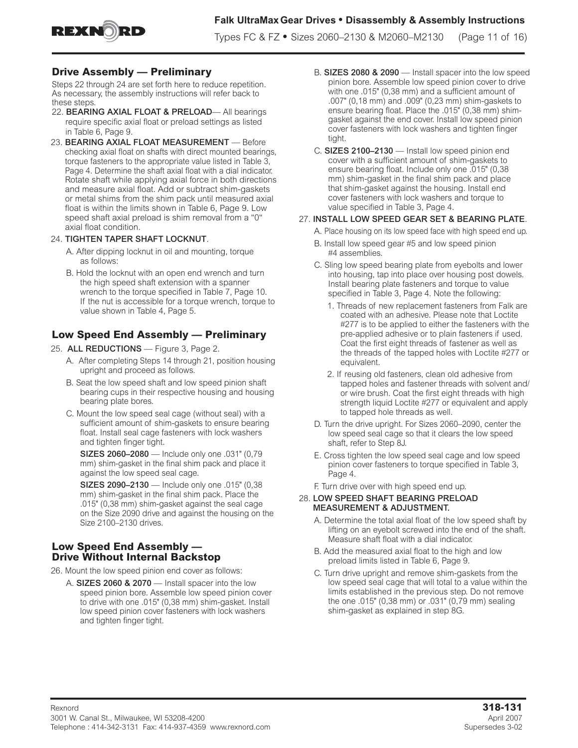## Drive Assembly — Preliminary

Steps 22 through 24 are set forth here to reduce repetition. As necessary, the assembly instructions will refer back to these steps.

22. **BEARING AXIAL FLOAT & PRELOAD**— All bearings require specific axial float or preload settings as listed in Table 6, Page 9.
23. **BEARING AXIAL FLOAT MEASUREMENT** — Before checking axial float on shafts with direct mounted bearings, torque fasteners to the appropriate value listed in Table 3, Page 4. Determine the shaft axial float with a dial indicator. Rotate shaft while applying axial force in both directions and measure axial float. Add or subtract shim-gaskets or metal shims from the shim pack until measured axial float is within the limits shown in Table 6, Page 9. Low speed shaft axial preload is shim removal from a "0" axial float condition.
24. **TIGHTEN TAPER SHAFT LOCKNUT**.
    - A. After dipping locknut in oil and mounting, torque as follows:
    - B. Hold the locknut with an open end wrench and turn the high speed shaft extension with a spanner wrench to the torque specified in Table 7, Page 10. If the nut is accessible for a torque wrench, torque to value shown in Table 4, Page 5.

## Low Speed End Assembly — Preliminary

25. **ALL REDUCTIONS** — Figure 3, Page 2.
    - A. After completing Steps 14 through 21, position housing upright and proceed as follows.
    - B. Seat the low speed shaft and low speed pinion shaft bearing cups in their respective housing and housing bearing plate bores.
    - C. Mount the low speed seal cage (without seal) with a sufficient amount of shim-gaskets to ensure bearing float. Install seal cage fasteners with lock washers and tighten finger tight.

      **SIZES 2060–2080** — Include only one .031" (0,79 mm) shim-gasket in the final shim pack and place it against the low speed seal cage.

      **SIZES 2090–2130** — Include only one .015" (0,38 mm) shim-gasket in the final shim pack. Place the .015" (0,38 mm) shim-gasket against the seal cage on the Size 2090 drive and against the housing on the Size 2100–2130 drives.

## Low Speed End Assembly — Drive Without Internal Backstop

26. Mount the low speed pinion end cover as follows:
    - A. **SIZES 2060 & 2070** — Install spacer into the low speed pinion bore. Assemble low speed pinion cover to drive with one .015" (0,38 mm) shim-gasket. Install low speed pinion cover fasteners with lock washers and tighten finger tight.
    - B. **SIZES 2080 & 2090** — Install spacer into the low speed pinion bore. Assemble low speed pinion cover to drive with one .015" (0,38 mm) and a sufficient amount of .007" (0,18 mm) and .009" (0,23 mm) shim-gaskets to ensure bearing float. Place the .015" (0,38 mm) shim-gasket against the end cover. Install low speed pinion cover fasteners with lock washers and tighten finger tight.
    - C. **SIZES 2100–2130** — Install low speed pinion end cover with a sufficient amount of shim-gaskets to ensure bearing float. Include only one .015" (0,38 mm) shim-gasket in the final shim pack and place that shim-gasket against the housing. Install end cover fasteners with lock washers and torque to value specified in Table 3, Page 4.
27. **INSTALL LOW SPEED GEAR SET & BEARING PLATE**.
    - A. Place housing on its low speed face with high speed end up.
    - B. Install low speed gear #5 and low speed pinion #4 assemblies.
    - C. Sling low speed bearing plate from eyebolts and lower into housing, tap into place over housing post dowels. Install bearing plate fasteners and torque to value specified in Table 3, Page 4. Note the following:
        1. Threads of new replacement fasteners from Falk are coated with an adhesive. Please note that Loctite #277 is to be applied to either the fasteners with the pre-applied adhesive or to plain fasteners if used. Coat the first eight threads of fastener as well as the threads of the tapped holes with Loctite #277 or equivalent.
        2. If reusing old fasteners, clean old adhesive from tapped holes and fastener threads with solvent and/or wire brush. Coat the first eight threads with high strength liquid Loctite #277 or equivalent and apply to tapped hole threads as well.
    - D. Turn the drive upright. For Sizes 2060–2090, center the low speed seal cage so that it clears the low speed shaft, refer to Step 8J.
    - E. Cross tighten the low speed seal cage and low speed pinion cover fasteners to torque specified in Table 3, Page 4.
    - F. Turn drive over with high speed end up.
28. **LOW SPEED SHAFT BEARING PRELOAD MEASUREMENT & ADJUSTMENT.**
    - A. Determine the total axial float of the low speed shaft by lifting on an eyebolt screwed into the end of the shaft. Measure shaft float with a dial indicator.
    - B. Add the measured axial float to the high and low preload limits listed in Table 6, Page 9.
    - C. Turn drive upright and remove shim-gaskets from the low speed seal cage that will total to a value within the limits established in the previous step. Do not remove the one .015" (0,38 mm) or .031" (0,79 mm) sealing shim-gasket as explained in step 8G.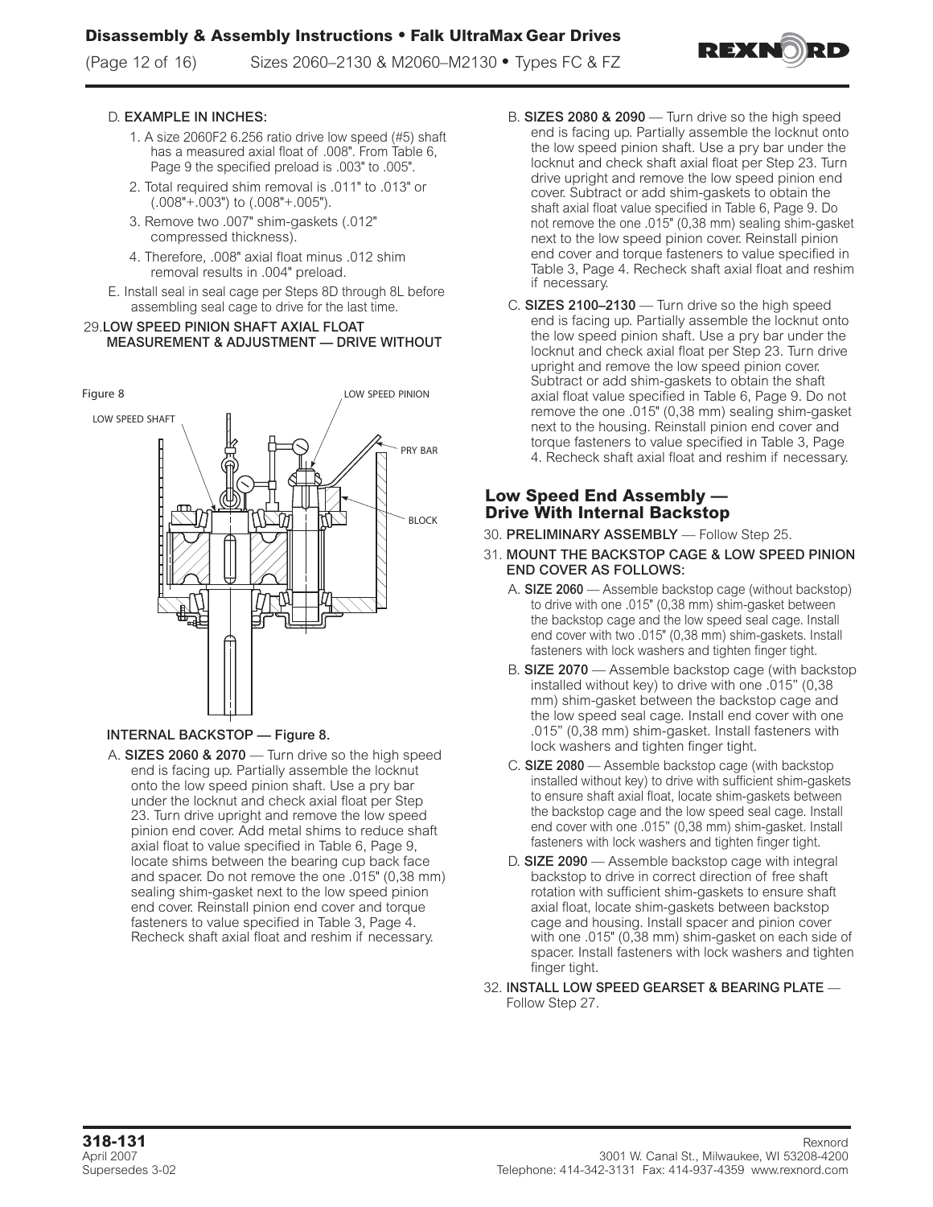D. **EXAMPLE IN INCHES:**

1. A size 2060F2 6.256 ratio drive low speed (#5) shaft has a measured axial float of .008". From Table 6, Page 9 the specified preload is .003" to .005".
2. Total required shim removal is .011" to .013" or (.008"+.003") to (.008"+.005").
3. Remove two .007" shim-gaskets (.012" compressed thickness).
4. Therefore, .008" axial float minus .012 shim removal results in .004" preload.

E. Install seal in seal cage per Steps 8D through 8L before assembling seal cage to drive for the last time.

29. **LOW SPEED PINION SHAFT AXIAL FLOAT MEASUREMENT & ADJUSTMENT — DRIVE WITHOUT INTERNAL BACKSTOP — Figure 8.**

Figure 8

LOW SPEED SHAFT — LOW SPEED PINION — PRY BAR — BLOCK

A. **SIZES 2060 & 2070** — Turn drive so the high speed end is facing up. Partially assemble the locknut onto the low speed pinion shaft. Use a pry bar under the locknut and check axial float per Step 23. Turn drive upright and remove the low speed pinion end cover. Add metal shims to reduce shaft axial float to value specified in Table 6, Page 9, locate shims between the bearing cup back face and spacer. Do not remove the one .015" (0,38 mm) sealing shim-gasket next to the low speed pinion end cover. Reinstall pinion end cover and torque fasteners to value specified in Table 3, Page 4. Recheck shaft axial float and reshim if necessary.

B. **SIZES 2080 & 2090** — Turn drive so the high speed end is facing up. Partially assemble the locknut onto the low speed pinion shaft. Use a pry bar under the locknut and check shaft axial float per Step 23. Turn drive upright and remove the low speed pinion end cover. Subtract or add shim-gaskets to obtain the shaft axial float value specified in Table 6, Page 9. Do not remove the one .015" (0,38 mm) sealing shim-gasket next to the low speed pinion cover. Reinstall pinion end cover and torque fasteners to value specified in Table 3, Page 4. Recheck shaft axial float and reshim if necessary.

C. **SIZES 2100–2130** — Turn drive so the high speed end is facing up. Partially assemble the locknut onto the low speed pinion shaft. Use a pry bar under the locknut and check axial float per Step 23. Turn drive upright and remove the low speed pinion cover. Subtract or add shim-gaskets to obtain the shaft axial float value specified in Table 6, Page 9. Do not remove the one .015" (0,38 mm) sealing shim-gasket next to the housing. Reinstall pinion end cover and torque fasteners to value specified in Table 3, Page 4. Recheck shaft axial float and reshim if necessary.

## Low Speed End Assembly — Drive With Internal Backstop

30. **PRELIMINARY ASSEMBLY** — Follow Step 25.

31. **MOUNT THE BACKSTOP CAGE & LOW SPEED PINION END COVER AS FOLLOWS:**

A. **SIZE 2060** — Assemble backstop cage (without backstop) to drive with one .015" (0,38 mm) shim-gasket between the backstop cage and the low speed seal cage. Install end cover with two .015" (0,38 mm) shim-gaskets. Install fasteners with lock washers and tighten finger tight.

B. **SIZE 2070** — Assemble backstop cage (with backstop installed without key) to drive with one .015" (0,38 mm) shim-gasket between the backstop cage and the low speed seal cage. Install end cover with one .015" (0,38 mm) shim-gasket. Install fasteners with lock washers and tighten finger tight.

C. **SIZE 2080** — Assemble backstop cage (with backstop installed without key) to drive with sufficient shim-gaskets to ensure shaft axial float, locate shim-gaskets between the backstop cage and the low speed seal cage. Install end cover with one .015" (0,38 mm) shim-gasket. Install fasteners with lock washers and tighten finger tight.

D. **SIZE 2090** — Assemble backstop cage with integral backstop to drive in correct direction of free shaft rotation with sufficient shim-gaskets to ensure shaft axial float, locate shim-gaskets between backstop cage and housing. Install spacer and pinion cover with one .015" (0,38 mm) shim-gasket on each side of spacer. Install fasteners with lock washers and tighten finger tight.

32. **INSTALL LOW SPEED GEARSET & BEARING PLATE** — Follow Step 27.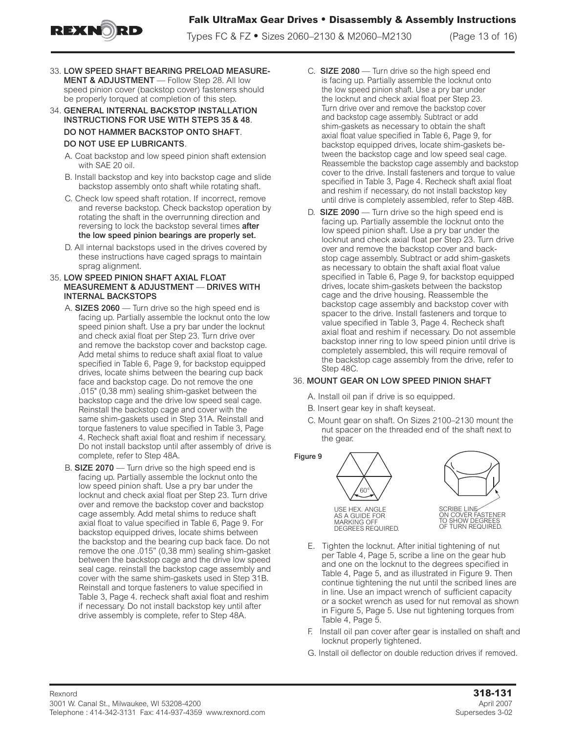33. **LOW SPEED SHAFT BEARING PRELOAD MEASUREMENT & ADJUSTMENT** — Follow Step 28. All low speed pinion cover (backstop cover) fasteners should be properly torqued at completion of this step.

34. **GENERAL INTERNAL BACKSTOP INSTALLATION INSTRUCTIONS FOR USE WITH STEPS 35 & 48**.

    **DO NOT HAMMER BACKSTOP ONTO SHAFT**.

    **DO NOT USE EP LUBRICANTS**.

    A. Coat backstop and low speed pinion shaft extension with SAE 20 oil.

    B. Install backstop and key into backstop cage and slide backstop assembly onto shaft while rotating shaft.

    C. Check low speed shaft rotation. If incorrect, remove and reverse backstop. Check backstop operation by rotating the shaft in the overrunning direction and reversing to lock the backstop several times **after the low speed pinion bearings are properly set.**

    D. All internal backstops used in the drives covered by these instructions have caged sprags to maintain sprag alignment.

35. **LOW SPEED PINION SHAFT AXIAL FLOAT MEASUREMENT & ADJUSTMENT — DRIVES WITH INTERNAL BACKSTOPS**

    A. **SIZES 2060** — Turn drive so the high speed end is facing up. Partially assemble the locknut onto the low speed pinion shaft. Use a pry bar under the locknut and check axial float per Step 23. Turn drive over and remove the backstop cover and backstop cage. Add metal shims to reduce shaft axial float to value specified in Table 6, Page 9, for backstop equipped drives, locate shims between the bearing cup back face and backstop cage. Do not remove the one .015" (0,38 mm) sealing shim-gasket between the backstop cage and the drive low speed seal cage. Reinstall the backstop cage and cover with the same shim-gaskets used in Step 31A. Reinstall and torque fasteners to value specified in Table 3, Page 4. Recheck shaft axial float and reshim if necessary. Do not install backstop until after assembly of drive is complete, refer to Step 48A.

    B. **SIZE 2070** — Turn drive so the high speed end is facing up. Partially assemble the locknut onto the low speed pinion shaft. Use a pry bar under the locknut and check axial float per Step 23. Turn drive over and remove the backstop cover and backstop cage assembly. Add metal shims to reduce shaft axial float to value specified in Table 6, Page 9. For backstop equipped drives, locate shims between the backstop and the bearing cup back face. Do not remove the one .015" (0,38 mm) sealing shim-gasket between the backstop cage and the drive low speed seal cage. reinstall the backstop cage assembly and cover with the same shim-gaskets used in Step 31B. Reinstall and torque fasteners to value specified in Table 3, Page 4. recheck shaft axial float and reshim if necessary. Do not install backstop key until after drive assembly is complete, refer to Step 48A.

    C. **SIZE 2080** — Turn drive so the high speed end is facing up. Partially assemble the locknut onto the low speed pinion shaft. Use a pry bar under the locknut and check axial float per Step 23. Turn drive over and remove the backstop cover and backstop cage assembly. Subtract or add shim-gaskets as necessary to obtain the shaft axial float value specified in Table 6, Page 9, for backstop equipped drives, locate shim-gaskets between the backstop cage and low speed seal cage. Reassemble the backstop cage assembly and backstop cover to the drive. Install fasteners and torque to value specified in Table 3, Page 4. Recheck shaft axial float and reshim if necessary, do not install backstop key until drive is completely assembled, refer to Step 48B.

    D. **SIZE 2090** — Turn drive so the high speed end is facing up. Partially assemble the locknut onto the low speed pinion shaft. Use a pry bar under the locknut and check axial float per Step 23. Turn drive over and remove the backstop cover and backstop cage assembly. Subtract or add shim-gaskets as necessary to obtain the shaft axial float value specified in Table 6, Page 9, for backstop equipped drives, locate shim-gaskets between the backstop cage and the drive housing. Reassemble the backstop cage assembly and backstop cover with spacer to the drive. Install fasteners and torque to value specified in Table 3, Page 4. Recheck shaft axial float and reshim if necessary. Do not assemble backstop inner ring to low speed pinion until drive is completely assembled, this will require removal of the backstop cage assembly from the drive, refer to Step 48C.

36. **MOUNT GEAR ON LOW SPEED PINION SHAFT**

    A. Install oil pan if drive is so equipped.

    B. Insert gear key in shaft keyseat.

    C. Mount gear on shaft. On Sizes 2100–2130 mount the nut spacer on the threaded end of the shaft next to the gear.

**Figure 9**

USE HEX. ANGLE AS A GUIDE FOR MARKING OFF DEGREES REQUIRED. (60°)

SCRIBE LINE ON COVER FASTENER TO SHOW DEGREES OF TURN REQUIRED.

    E. Tighten the locknut. After initial tightening of nut per Table 4, Page 5, scribe a line on the gear hub and one on the locknut to the degrees specified in Table 4, Page 5, and as illustrated in Figure 9. Then continue tightening the nut until the scribed lines are in line. Use an impact wrench of sufficient capacity or a socket wrench as used for nut removal as shown in Figure 5, Page 5. Use nut tightening torques from Table 4, Page 5.

    F. Install oil pan cover after gear is installed on shaft and locknut properly tightened.

    G. Install oil deflector on double reduction drives if removed.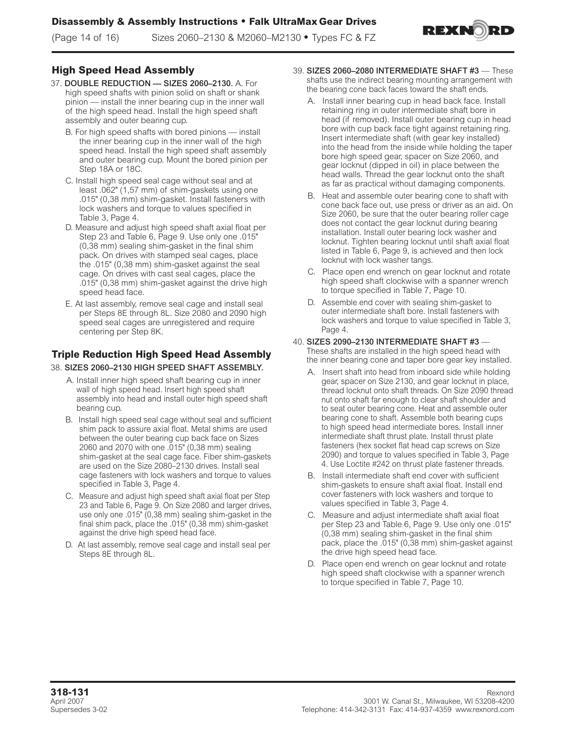## High Speed Head Assembly

37. **DOUBLE REDUCTION — SIZES 2060–2130.** A. For high speed shafts with pinion solid on shaft or shank pinion — install the inner bearing cup in the inner wall of the high speed head. Install the high speed shaft assembly and outer bearing cup.
   B. For high speed shafts with bored pinions — install the inner bearing cup in the inner wall of the high speed head. Install the high speed shaft assembly and outer bearing cup. Mount the bored pinion per Step 18A or 18C.
   C. Install high speed seal cage without seal and at least .062" (1,57 mm) of shim-gaskets using one .015" (0,38 mm) shim-gasket. Install fasteners with lock washers and torque to values specified in Table 3, Page 4.
   D. Measure and adjust high speed shaft axial float per Step 23 and Table 6, Page 9. Use only one .015" (0,38 mm) sealing shim-gasket in the final shim pack. On drives with stamped seal cages, place the .015" (0,38 mm) shim-gasket against the seal cage. On drives with cast seal cages, place the .015" (0,38 mm) shim-gasket against the drive high speed head face.
   E. At last assembly, remove seal cage and install seal per Steps 8E through 8L. Size 2080 and 2090 high speed seal cages are unregistered and require centering per Step 8K.

## Triple Reduction High Speed Head Assembly

38. **SIZES 2060–2130 HIGH SPEED SHAFT ASSEMBLY.**
   A. Install inner high speed shaft bearing cup in inner wall of high speed head. Insert high speed shaft assembly into head and install outer high speed shaft bearing cup.
   B. Install high speed seal cage without seal and sufficient shim pack to assure axial float. Metal shims are used between the outer bearing cup back face on Sizes 2060 and 2070 with one .015" (0,38 mm) sealing shim-gasket at the seal cage face. Fiber shim-gaskets are used on the Size 2080–2130 drives. Install seal cage fasteners with lock washers and torque to values specified in Table 3, Page 4.
   C. Measure and adjust high speed shaft axial float per Step 23 and Table 6, Page 9. On Size 2080 and larger drives, use only one .015" (0,38 mm) sealing shim-gasket in the final shim pack, place the .015" (0,38 mm) shim-gasket against the drive high speed head face.
   D. At last assembly, remove seal cage and install seal per Steps 8E through 8L.

39. **SIZES 2060–2080 INTERMEDIATE SHAFT #3** — These shafts use the indirect bearing mounting arrangement with the bearing cone back faces toward the shaft ends.
   A. Install inner bearing cup in head back face. Install retaining ring in outer intermediate shaft bore in head (if removed). Install outer bearing cup in head bore with cup back face tight against retaining ring. Insert intermediate shaft (with gear key installed) into the head from the inside while holding the taper bore high speed gear, spacer on Size 2060, and gear locknut (dipped in oil) in place between the head walls. Thread the gear locknut onto the shaft as far as practical without damaging components.
   B. Heat and assemble outer bearing cone to shaft with cone back face out, use press or driver as an aid. On Size 2060, be sure that the outer bearing roller cage does not contact the gear locknut during bearing installation. Install outer bearing lock washer and locknut. Tighten bearing locknut until shaft axial float listed in Table 6, Page 9, is achieved and then lock locknut with lock washer tangs.
   C. Place open end wrench on gear locknut and rotate high speed shaft clockwise with a spanner wrench to torque specified in Table 7, Page 10.
   D. Assemble end cover with sealing shim-gasket to outer intermediate shaft bore. Install fasteners with lock washers and torque to value specified in Table 3, Page 4.

40. **SIZES 2090–2130 INTERMEDIATE SHAFT #3** — These shafts are installed in the high speed head with the inner bearing cone and taper bore gear key installed.
   A. Insert shaft into head from inboard side while holding gear, spacer on Size 2130, and gear locknut in place, thread locknut onto shaft threads. On Size 2090 thread nut onto shaft far enough to clear shaft shoulder and to seat outer bearing cone. Heat and assemble outer bearing cone to shaft. Assemble both bearing cups to high speed head intermediate bores. Install inner intermediate shaft thrust plate. Install thrust plate fasteners (hex socket flat head cap screws on Size 2090) and torque to values specified in Table 3, Page 4. Use Loctite #242 on thrust plate fastener threads.
   B. Install intermediate shaft end cover with sufficient shim-gaskets to ensure shaft axial float. Install end cover fasteners with lock washers and torque to values specified in Table 3, Page 4.
   C. Measure and adjust intermediate shaft axial float per Step 23 and Table 6, Page 9. Use only one .015" (0,38 mm) sealing shim-gasket in the final shim pack, place the .015" (0,38 mm) shim-gasket against the drive high speed head face.
   D. Place open end wrench on gear locknut and rotate high speed shaft clockwise with a spanner wrench to torque specified in Table 7, Page 10.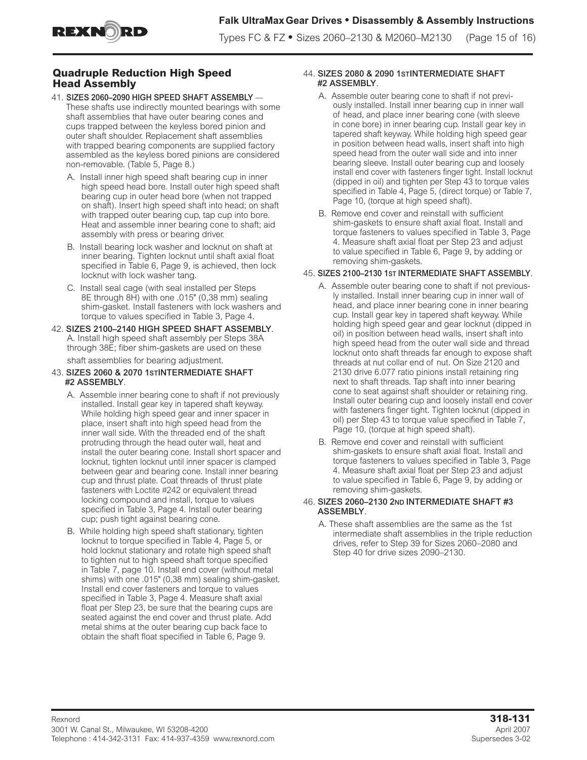## Quadruple Reduction High Speed Head Assembly

41. **SIZES 2060–2090 HIGH SPEED SHAFT ASSEMBLY** — These shafts use indirectly mounted bearings with some shaft assemblies that have outer bearing cones and cups trapped between the keyless bored pinion and outer shaft shoulder. Replacement shaft assemblies with trapped bearing components are supplied factory assembled as the keyless bored pinions are considered non-removable. (Table 5, Page 8.)
   - A. Install inner high speed shaft bearing cup in inner high speed head bore. Install outer high speed shaft bearing cup in outer head bore (when not trapped on shaft). Insert high speed shaft into head; on shaft with trapped outer bearing cup, tap cup into bore. Heat and assemble inner bearing cone to shaft; aid assembly with press or bearing driver.
   - B. Install bearing lock washer and locknut on shaft at inner bearing. Tighten locknut until shaft axial float specified in Table 6, Page 9, is achieved, then lock locknut with lock washer tang.
   - C. Install seal cage (with seal installed per Steps 8E through 8H) with one .015" (0,38 mm) sealing shim-gasket. Install fasteners with lock washers and torque to values specified in Table 3, Page 4.

42. **SIZES 2100–2140 HIGH SPEED SHAFT ASSEMBLY**.
   - A. Install high speed shaft assembly per Steps 38A through 38E; fiber shim-gaskets are used on these shaft assemblies for bearing adjustment.

43. **SIZES 2060 & 2070 1ST INTERMEDIATE SHAFT #2 ASSEMBLY**.
   - A. Assemble inner bearing cone to shaft if not previously installed. Install gear key in tapered shaft keyway. While holding high speed gear and inner spacer in place, insert shaft into high speed head from the inner wall side. With the threaded end of the shaft protruding through the head outer wall, heat and install the outer bearing cone. Install short spacer and locknut, tighten locknut until inner spacer is clamped between gear and bearing cone. Install inner bearing cup and thrust plate. Coat threads of thrust plate fasteners with Loctite #242 or equivalent thread locking compound and install, torque to values specified in Table 3, Page 4. Install outer bearing cup; push tight against bearing cone.
   - B. While holding high speed shaft stationary, tighten locknut to torque specified in Table 4, Page 5, or hold locknut stationary and rotate high speed shaft to tighten nut to high speed shaft torque specified in Table 7, page 10. Install end cover (without metal shims) with one .015" (0,38 mm) sealing shim-gasket. Install end cover fasteners and torque to values specified in Table 3, Page 4. Measure shaft axial float per Step 23, be sure that the bearing cups are seated against the end cover and thrust plate. Add metal shims at the outer bearing cup back face to obtain the shaft float specified in Table 6, Page 9.

44. **SIZES 2080 & 2090 1ST INTERMEDIATE SHAFT #2 ASSEMBLY**.
   - A. Assemble outer bearing cone to shaft if not previously installed. Install inner bearing cup in inner wall of head, and place inner bearing cone (with sleeve in cone bore) in inner bearing cup. Install gear key in tapered shaft keyway. While holding high speed gear in position between head walls, insert shaft into high speed head from the outer wall side and into inner bearing sleeve. Install outer bearing cup and loosely install end cover with fasteners finger tight. Install locknut (dipped in oil) and tighten per Step 43 to torque vales specified in Table 4, Page 5, (direct torque) or Table 7, Page 10, (torque at high speed shaft).
   - B. Remove end cover and reinstall with sufficient shim-gaskets to ensure shaft axial float. Install and torque fasteners to values specified in Table 3, Page 4. Measure shaft axial float per Step 23 and adjust to value specified in Table 6, Page 9, by adding or removing shim-gaskets.

45. **SIZES 2100–2130 1ST INTERMEDIATE SHAFT ASSEMBLY**.
   - A. Assemble outer bearing cone to shaft if not previously installed. Install inner bearing cup in inner wall of head, and place inner bearing cone in inner bearing cup. Install gear key in tapered shaft keyway. While holding high speed gear and gear locknut (dipped in oil) in position between head walls, insert shaft into high speed head from the outer wall side and thread locknut onto shaft threads far enough to expose shaft threads at nut collar end of nut. On Size 2120 and 2130 drive 6.077 ratio pinions install retaining ring next to shaft threads. Tap shaft into inner bearing cone to seat against shaft shoulder or retaining ring. Install outer bearing cup and loosely install end cover with fasteners finger tight. Tighten locknut (dipped in oil) per Step 43 to torque value specified in Table 7, Page 10, (torque at high speed shaft).
   - B. Remove end cover and reinstall with sufficient shim-gaskets to ensure shaft axial float. Install and torque fasteners to values specified in Table 3, Page 4. Measure shaft axial float per Step 23 and adjust to value specified in Table 6, Page 9, by adding or removing shim-gaskets.

46. **SIZES 2060–2130 2ND INTERMEDIATE SHAFT #3 ASSEMBLY**.
   - A. These shaft assemblies are the same as the 1st intermediate shaft assemblies in the triple reduction drives, refer to Step 39 for Sizes 2060–2080 and Step 40 for drive sizes 2090–2130.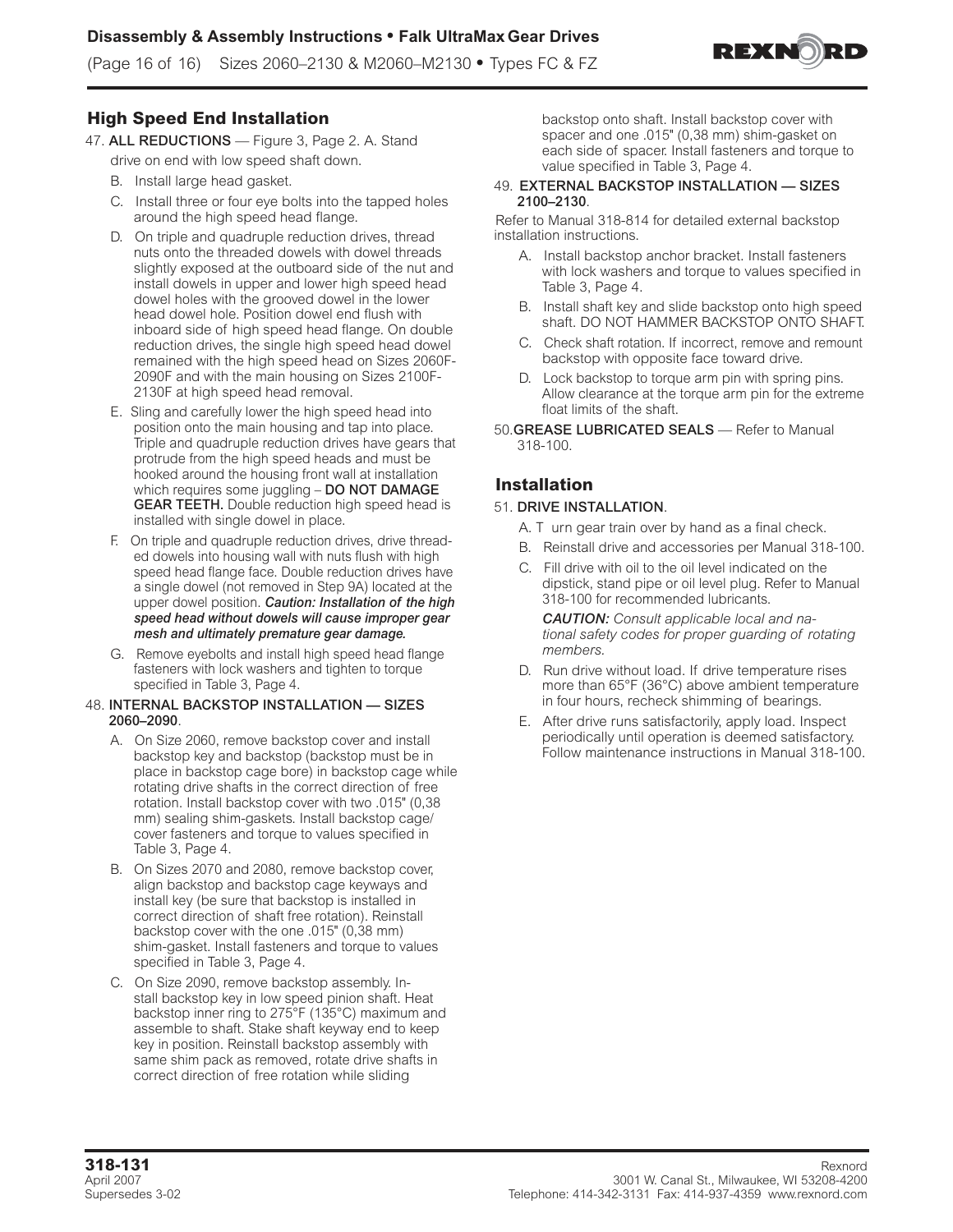## High Speed End Installation

47. **ALL REDUCTIONS** — Figure 3, Page 2. A. Stand drive on end with low speed shaft down.
   - B. Install large head gasket.
   - C. Install three or four eye bolts into the tapped holes around the high speed head flange.
   - D. On triple and quadruple reduction drives, thread nuts onto the threaded dowels with dowel threads slightly exposed at the outboard side of the nut and install dowels in upper and lower high speed head dowel holes with the grooved dowel in the lower head dowel hole. Position dowel end flush with inboard side of high speed head flange. On double reduction drives, the single high speed head dowel remained with the high speed head on Sizes 2060F-2090F and with the main housing on Sizes 2100F-2130F at high speed head removal.
   - E. Sling and carefully lower the high speed head into position onto the main housing and tap into place. Triple and quadruple reduction drives have gears that protrude from the high speed heads and must be hooked around the housing front wall at installation which requires some juggling – **DO NOT DAMAGE GEAR TEETH.** Double reduction high speed head is installed with single dowel in place.
   - F. On triple and quadruple reduction drives, drive threaded dowels into housing wall with nuts flush with high speed head flange face. Double reduction drives have a single dowel (not removed in Step 9A) located at the upper dowel position. ***Caution: Installation of the high speed head without dowels will cause improper gear mesh and ultimately premature gear damage.***
   - G. Remove eyebolts and install high speed head flange fasteners with lock washers and tighten to torque specified in Table 3, Page 4.

48. **INTERNAL BACKSTOP INSTALLATION — SIZES 2060–2090**.
   - A. On Size 2060, remove backstop cover and install backstop key and backstop (backstop must be in place in backstop cage bore) in backstop cage while rotating drive shafts in the correct direction of free rotation. Install backstop cover with two .015" (0,38 mm) sealing shim-gaskets. Install backstop cage/ cover fasteners and torque to values specified in Table 3, Page 4.
   - B. On Sizes 2070 and 2080, remove backstop cover, align backstop and backstop cage keyways and install key (be sure that backstop is installed in correct direction of shaft free rotation). Reinstall backstop cover with the one .015" (0,38 mm) shim-gasket. Install fasteners and torque to values specified in Table 3, Page 4.
   - C. On Size 2090, remove backstop assembly. Install backstop key in low speed pinion shaft. Heat backstop inner ring to 275°F (135°C) maximum and assemble to shaft. Stake shaft keyway end to keep key in position. Reinstall backstop assembly with same shim pack as removed, rotate drive shafts in correct direction of free rotation while sliding backstop onto shaft. Install backstop cover with spacer and one .015" (0,38 mm) shim-gasket on each side of spacer. Install fasteners and torque to value specified in Table 3, Page 4.

49. **EXTERNAL BACKSTOP INSTALLATION — SIZES 2100–2130**.

Refer to Manual 318-814 for detailed external backstop installation instructions.

   - A. Install backstop anchor bracket. Install fasteners with lock washers and torque to values specified in Table 3, Page 4.
   - B. Install shaft key and slide backstop onto high speed shaft. DO NOT HAMMER BACKSTOP ONTO SHAFT.
   - C. Check shaft rotation. If incorrect, remove and remount backstop with opposite face toward drive.
   - D. Lock backstop to torque arm pin with spring pins. Allow clearance at the torque arm pin for the extreme float limits of the shaft.

50. **GREASE LUBRICATED SEALS** — Refer to Manual 318-100.

## Installation

51. **DRIVE INSTALLATION**.
   - A. Turn gear train over by hand as a final check.
   - B. Reinstall drive and accessories per Manual 318-100.
   - C. Fill drive with oil to the oil level indicated on the dipstick, stand pipe or oil level plug. Refer to Manual 318-100 for recommended lubricants.

     ***CAUTION:*** *Consult applicable local and national safety codes for proper guarding of rotating members.*
   - D. Run drive without load. If drive temperature rises more than 65°F (36°C) above ambient temperature in four hours, recheck shimming of bearings.
   - E. After drive runs satisfactorily, apply load. Inspect periodically until operation is deemed satisfactory. Follow maintenance instructions in Manual 318-100.

**318-131**
April 2007
Supersedes 3-02

Rexnord
3001 W. Canal St., Milwaukee, WI 53208-4200
Telephone: 414-342-3131 Fax: 414-937-4359 www.rexnord.com